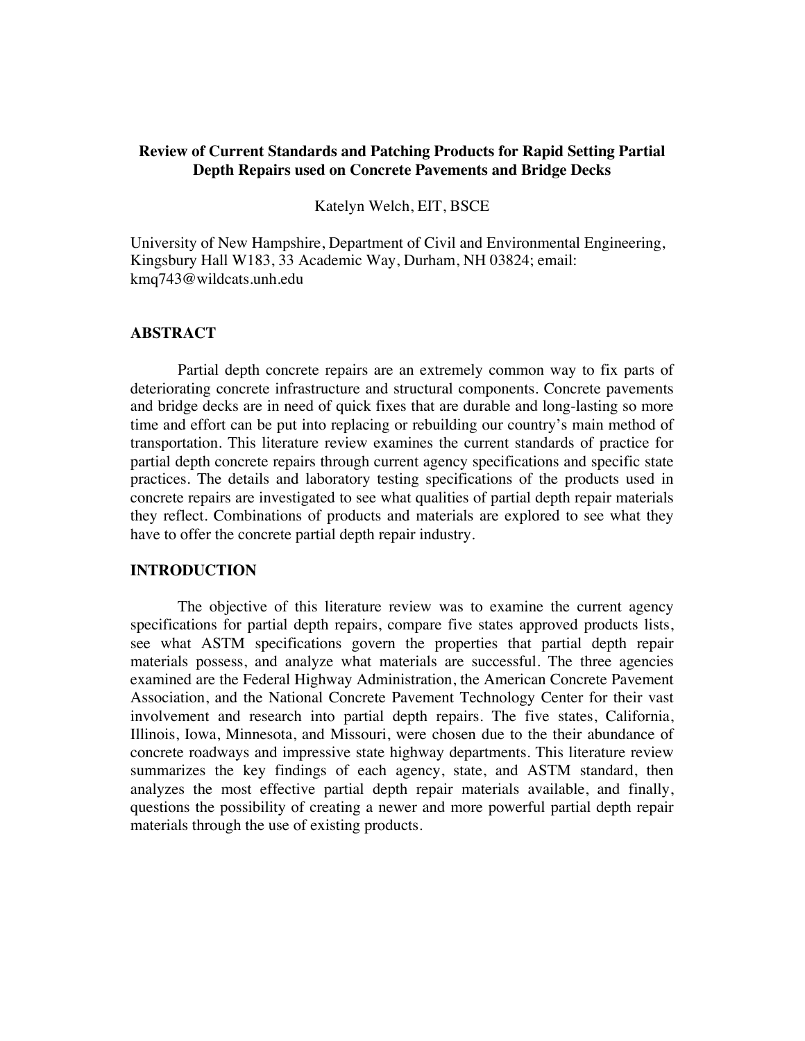# Review of Current Standards and Patching Products for Rapid Setting Partial Depth Repairs used on Concrete Pavements and Bridge Decks

Katelyn Welch, EIT, BSCE

University of New Hampshire, Department of Civil and Environmental Engineering, Kingsbury Hall W183, 33 Academic Way, Durham, NH 03824; email: kmq743@wildcats.unh.edu

## ABSTRACT

Partial depth concrete repairs are an extremely common way to fix parts of deteriorating concrete infrastructure and structural components. Concrete pavements and bridge decks are in need of quick fixes that are durable and long-lasting so more time and effort can be put into replacing or rebuilding our country's main method of transportation. This literature review examines the current standards of practice for partial depth concrete repairs through current agency specifications and specific state practices. The details and laboratory testing specifications of the products used in concrete repairs are investigated to see what qualities of partial depth repair materials they reflect. Combinations of products and materials are explored to see what they have to offer the concrete partial depth repair industry.

## INTRODUCTION

The objective of this literature review was to examine the current agency specifications for partial depth repairs, compare five states approved products lists, see what ASTM specifications govern the properties that partial depth repair materials possess, and analyze what materials are successful. The three agencies examined are the Federal Highway Administration, the American Concrete Pavement Association, and the National Concrete Pavement Technology Center for their vast involvement and research into partial depth repairs. The five states, California, Illinois, Iowa, Minnesota, and Missouri, were chosen due to the their abundance of concrete roadways and impressive state highway departments. This literature review summarizes the key findings of each agency, state, and ASTM standard, then analyzes the most effective partial depth repair materials available, and finally, questions the possibility of creating a newer and more powerful partial depth repair materials through the use of existing products.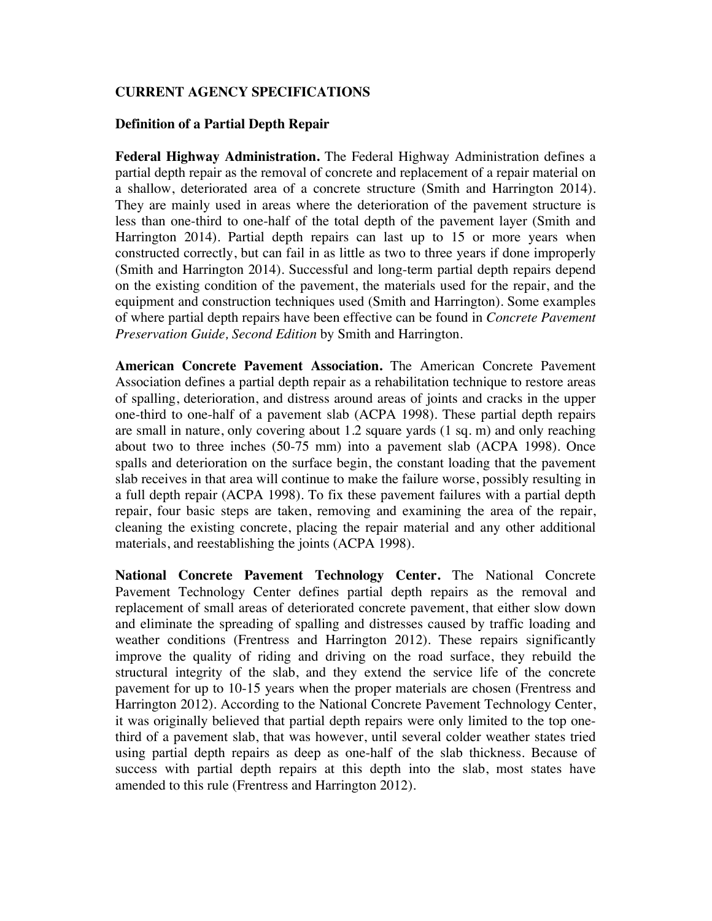## CURRENT AGENCY SPECIFICATIONS

### Definition of a Partial Depth Repair

**Federal Highway Administration.** The Federal Highway Administration defines a partial depth repair as the removal of concrete and replacement of a repair material on a shallow, deteriorated area of a concrete structure (Smith and Harrington 2014). They are mainly used in areas where the deterioration of the pavement structure is less than one-third to one-half of the total depth of the pavement layer (Smith and Harrington 2014). Partial depth repairs can last up to 15 or more years when constructed correctly, but can fail in as little as two to three years if done improperly (Smith and Harrington 2014). Successful and long-term partial depth repairs depend on the existing condition of the pavement, the materials used for the repair, and the equipment and construction techniques used (Smith and Harrington). Some examples of where partial depth repairs have been effective can be found in *Concrete Pavement Preservation Guide, Second Edition* by Smith and Harrington.

**American Concrete Pavement Association.** The American Concrete Pavement Association defines a partial depth repair as a rehabilitation technique to restore areas of spalling, deterioration, and distress around areas of joints and cracks in the upper one-third to one-half of a pavement slab (ACPA 1998). These partial depth repairs are small in nature, only covering about 1.2 square yards (1 sq. m) and only reaching about two to three inches (50-75 mm) into a pavement slab (ACPA 1998). Once spalls and deterioration on the surface begin, the constant loading that the pavement slab receives in that area will continue to make the failure worse, possibly resulting in a full depth repair (ACPA 1998). To fix these pavement failures with a partial depth repair, four basic steps are taken, removing and examining the area of the repair, cleaning the existing concrete, placing the repair material and any other additional materials, and reestablishing the joints (ACPA 1998).

**National Concrete Pavement Technology Center.** The National Concrete Pavement Technology Center defines partial depth repairs as the removal and replacement of small areas of deteriorated concrete pavement, that either slow down and eliminate the spreading of spalling and distresses caused by traffic loading and weather conditions (Frentress and Harrington 2012). These repairs significantly improve the quality of riding and driving on the road surface, they rebuild the structural integrity of the slab, and they extend the service life of the concrete pavement for up to 10-15 years when the proper materials are chosen (Frentress and Harrington 2012). According to the National Concrete Pavement Technology Center, it was originally believed that partial depth repairs were only limited to the top one-third of a pavement slab, that was however, until several colder weather states tried using partial depth repairs as deep as one-half of the slab thickness. Because of success with partial depth repairs at this depth into the slab, most states have amended to this rule (Frentress and Harrington 2012).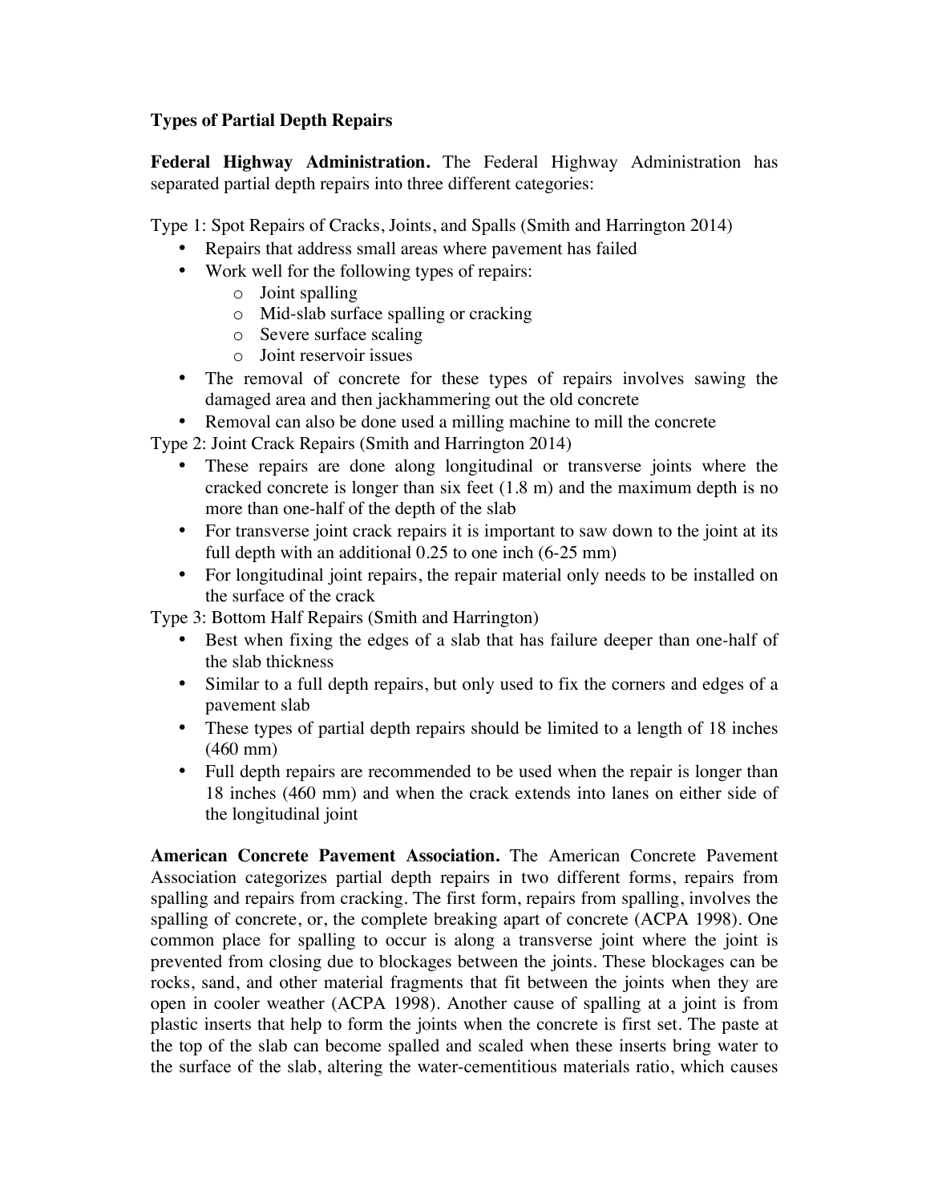**Types of Partial Depth Repairs**

**Federal Highway Administration.** The Federal Highway Administration has separated partial depth repairs into three different categories:

Type 1: Spot Repairs of Cracks, Joints, and Spalls (Smith and Harrington 2014)

- Repairs that address small areas where pavement has failed
- Work well for the following types of repairs:
  - Joint spalling
  - Mid-slab surface spalling or cracking
  - Severe surface scaling
  - Joint reservoir issues
- The removal of concrete for these types of repairs involves sawing the damaged area and then jackhammering out the old concrete
- Removal can also be done used a milling machine to mill the concrete

Type 2: Joint Crack Repairs (Smith and Harrington 2014)

- These repairs are done along longitudinal or transverse joints where the cracked concrete is longer than six feet (1.8 m) and the maximum depth is no more than one-half of the depth of the slab
- For transverse joint crack repairs it is important to saw down to the joint at its full depth with an additional 0.25 to one inch (6-25 mm)
- For longitudinal joint repairs, the repair material only needs to be installed on the surface of the crack

Type 3: Bottom Half Repairs (Smith and Harrington)

- Best when fixing the edges of a slab that has failure deeper than one-half of the slab thickness
- Similar to a full depth repairs, but only used to fix the corners and edges of a pavement slab
- These types of partial depth repairs should be limited to a length of 18 inches (460 mm)
- Full depth repairs are recommended to be used when the repair is longer than 18 inches (460 mm) and when the crack extends into lanes on either side of the longitudinal joint

**American Concrete Pavement Association.** The American Concrete Pavement Association categorizes partial depth repairs in two different forms, repairs from spalling and repairs from cracking. The first form, repairs from spalling, involves the spalling of concrete, or, the complete breaking apart of concrete (ACPA 1998). One common place for spalling to occur is along a transverse joint where the joint is prevented from closing due to blockages between the joints. These blockages can be rocks, sand, and other material fragments that fit between the joints when they are open in cooler weather (ACPA 1998). Another cause of spalling at a joint is from plastic inserts that help to form the joints when the concrete is first set. The paste at the top of the slab can become spalled and scaled when these inserts bring water to the surface of the slab, altering the water-cementitious materials ratio, which causes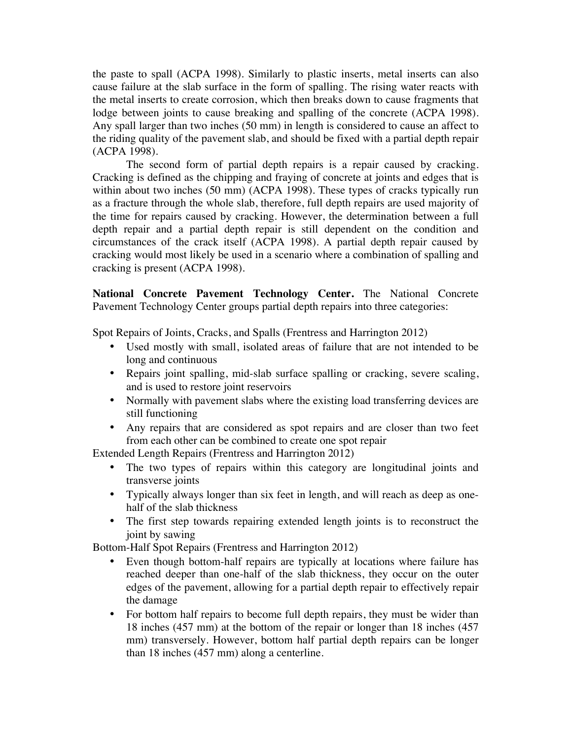the paste to spall (ACPA 1998). Similarly to plastic inserts, metal inserts can also cause failure at the slab surface in the form of spalling. The rising water reacts with the metal inserts to create corrosion, which then breaks down to cause fragments that lodge between joints to cause breaking and spalling of the concrete (ACPA 1998). Any spall larger than two inches (50 mm) in length is considered to cause an affect to the riding quality of the pavement slab, and should be fixed with a partial depth repair (ACPA 1998).

The second form of partial depth repairs is a repair caused by cracking. Cracking is defined as the chipping and fraying of concrete at joints and edges that is within about two inches (50 mm) (ACPA 1998). These types of cracks typically run as a fracture through the whole slab, therefore, full depth repairs are used majority of the time for repairs caused by cracking. However, the determination between a full depth repair and a partial depth repair is still dependent on the condition and circumstances of the crack itself (ACPA 1998). A partial depth repair caused by cracking would most likely be used in a scenario where a combination of spalling and cracking is present (ACPA 1998).

**National Concrete Pavement Technology Center.** The National Concrete Pavement Technology Center groups partial depth repairs into three categories:

Spot Repairs of Joints, Cracks, and Spalls (Frentress and Harrington 2012)

- Used mostly with small, isolated areas of failure that are not intended to be long and continuous
- Repairs joint spalling, mid-slab surface spalling or cracking, severe scaling, and is used to restore joint reservoirs
- Normally with pavement slabs where the existing load transferring devices are still functioning
- Any repairs that are considered as spot repairs and are closer than two feet from each other can be combined to create one spot repair

Extended Length Repairs (Frentress and Harrington 2012)

- The two types of repairs within this category are longitudinal joints and transverse joints
- Typically always longer than six feet in length, and will reach as deep as one-half of the slab thickness
- The first step towards repairing extended length joints is to reconstruct the joint by sawing

Bottom-Half Spot Repairs (Frentress and Harrington 2012)

- Even though bottom-half repairs are typically at locations where failure has reached deeper than one-half of the slab thickness, they occur on the outer edges of the pavement, allowing for a partial depth repair to effectively repair the damage
- For bottom half repairs to become full depth repairs, they must be wider than 18 inches (457 mm) at the bottom of the repair or longer than 18 inches (457 mm) transversely. However, bottom half partial depth repairs can be longer than 18 inches (457 mm) along a centerline.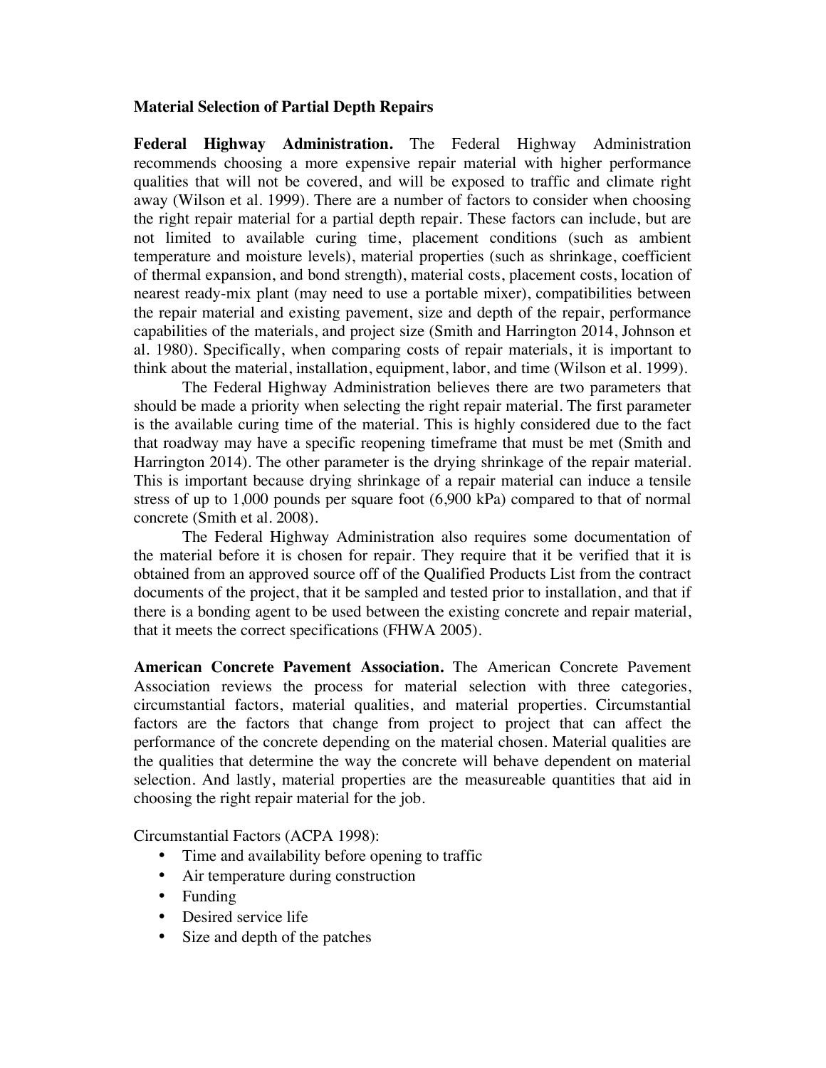**Material Selection of Partial Depth Repairs**

**Federal Highway Administration.** The Federal Highway Administration recommends choosing a more expensive repair material with higher performance qualities that will not be covered, and will be exposed to traffic and climate right away (Wilson et al. 1999). There are a number of factors to consider when choosing the right repair material for a partial depth repair. These factors can include, but are not limited to available curing time, placement conditions (such as ambient temperature and moisture levels), material properties (such as shrinkage, coefficient of thermal expansion, and bond strength), material costs, placement costs, location of nearest ready-mix plant (may need to use a portable mixer), compatibilities between the repair material and existing pavement, size and depth of the repair, performance capabilities of the materials, and project size (Smith and Harrington 2014, Johnson et al. 1980). Specifically, when comparing costs of repair materials, it is important to think about the material, installation, equipment, labor, and time (Wilson et al. 1999).

The Federal Highway Administration believes there are two parameters that should be made a priority when selecting the right repair material. The first parameter is the available curing time of the material. This is highly considered due to the fact that roadway may have a specific reopening timeframe that must be met (Smith and Harrington 2014). The other parameter is the drying shrinkage of the repair material. This is important because drying shrinkage of a repair material can induce a tensile stress of up to 1,000 pounds per square foot (6,900 kPa) compared to that of normal concrete (Smith et al. 2008).

The Federal Highway Administration also requires some documentation of the material before it is chosen for repair. They require that it be verified that it is obtained from an approved source off of the Qualified Products List from the contract documents of the project, that it be sampled and tested prior to installation, and that if there is a bonding agent to be used between the existing concrete and repair material, that it meets the correct specifications (FHWA 2005).

**American Concrete Pavement Association.** The American Concrete Pavement Association reviews the process for material selection with three categories, circumstantial factors, material qualities, and material properties. Circumstantial factors are the factors that change from project to project that can affect the performance of the concrete depending on the material chosen. Material qualities are the qualities that determine the way the concrete will behave dependent on material selection. And lastly, material properties are the measureable quantities that aid in choosing the right repair material for the job.

Circumstantial Factors (ACPA 1998):

- Time and availability before opening to traffic
- Air temperature during construction
- Funding
- Desired service life
- Size and depth of the patches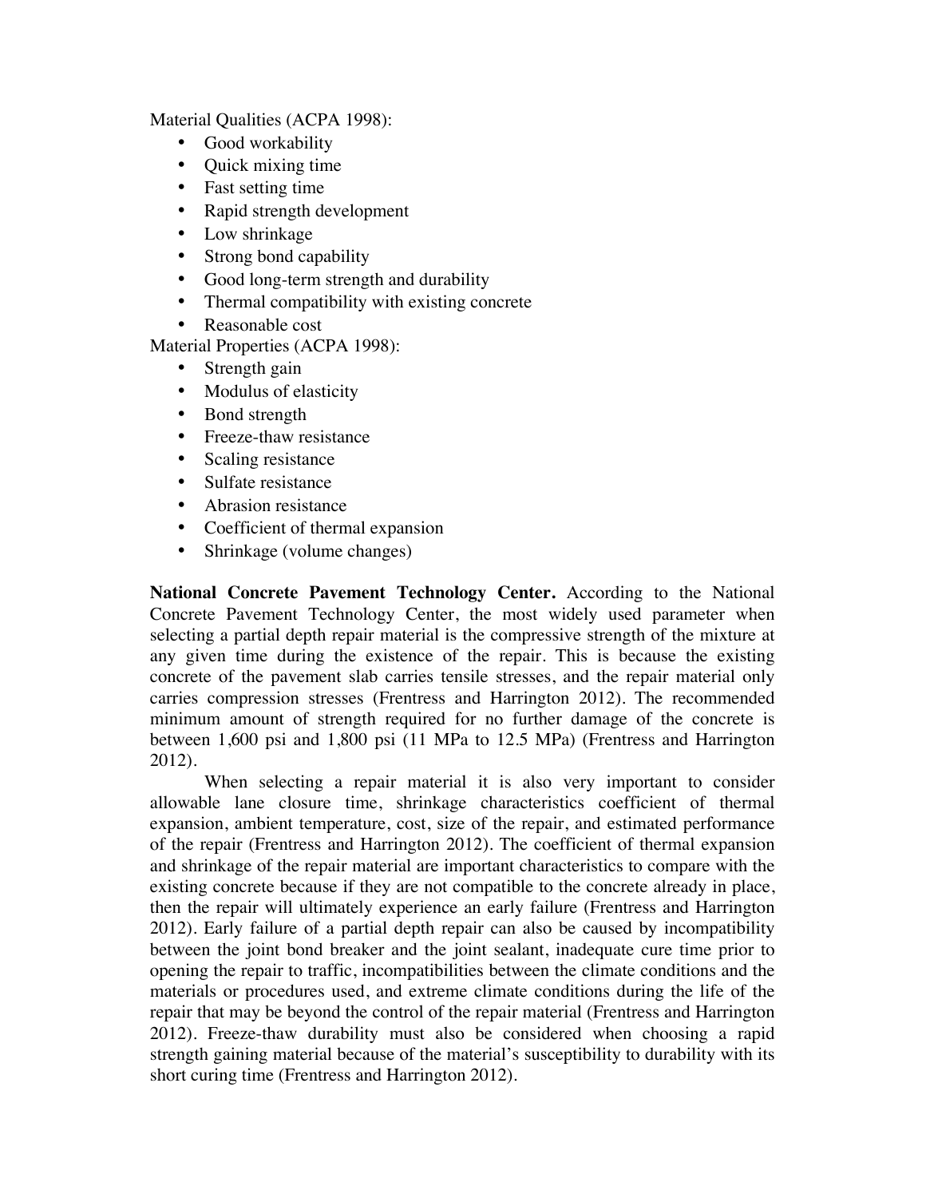Material Qualities (ACPA 1998):

- Good workability
- Quick mixing time
- Fast setting time
- Rapid strength development
- Low shrinkage
- Strong bond capability
- Good long-term strength and durability
- Thermal compatibility with existing concrete
- Reasonable cost

Material Properties (ACPA 1998):

- Strength gain
- Modulus of elasticity
- Bond strength
- Freeze-thaw resistance
- Scaling resistance
- Sulfate resistance
- Abrasion resistance
- Coefficient of thermal expansion
- Shrinkage (volume changes)

**National Concrete Pavement Technology Center.** According to the National Concrete Pavement Technology Center, the most widely used parameter when selecting a partial depth repair material is the compressive strength of the mixture at any given time during the existence of the repair. This is because the existing concrete of the pavement slab carries tensile stresses, and the repair material only carries compression stresses (Frentress and Harrington 2012). The recommended minimum amount of strength required for no further damage of the concrete is between 1,600 psi and 1,800 psi (11 MPa to 12.5 MPa) (Frentress and Harrington 2012).

When selecting a repair material it is also very important to consider allowable lane closure time, shrinkage characteristics coefficient of thermal expansion, ambient temperature, cost, size of the repair, and estimated performance of the repair (Frentress and Harrington 2012). The coefficient of thermal expansion and shrinkage of the repair material are important characteristics to compare with the existing concrete because if they are not compatible to the concrete already in place, then the repair will ultimately experience an early failure (Frentress and Harrington 2012). Early failure of a partial depth repair can also be caused by incompatibility between the joint bond breaker and the joint sealant, inadequate cure time prior to opening the repair to traffic, incompatibilities between the climate conditions and the materials or procedures used, and extreme climate conditions during the life of the repair that may be beyond the control of the repair material (Frentress and Harrington 2012). Freeze-thaw durability must also be considered when choosing a rapid strength gaining material because of the material's susceptibility to durability with its short curing time (Frentress and Harrington 2012).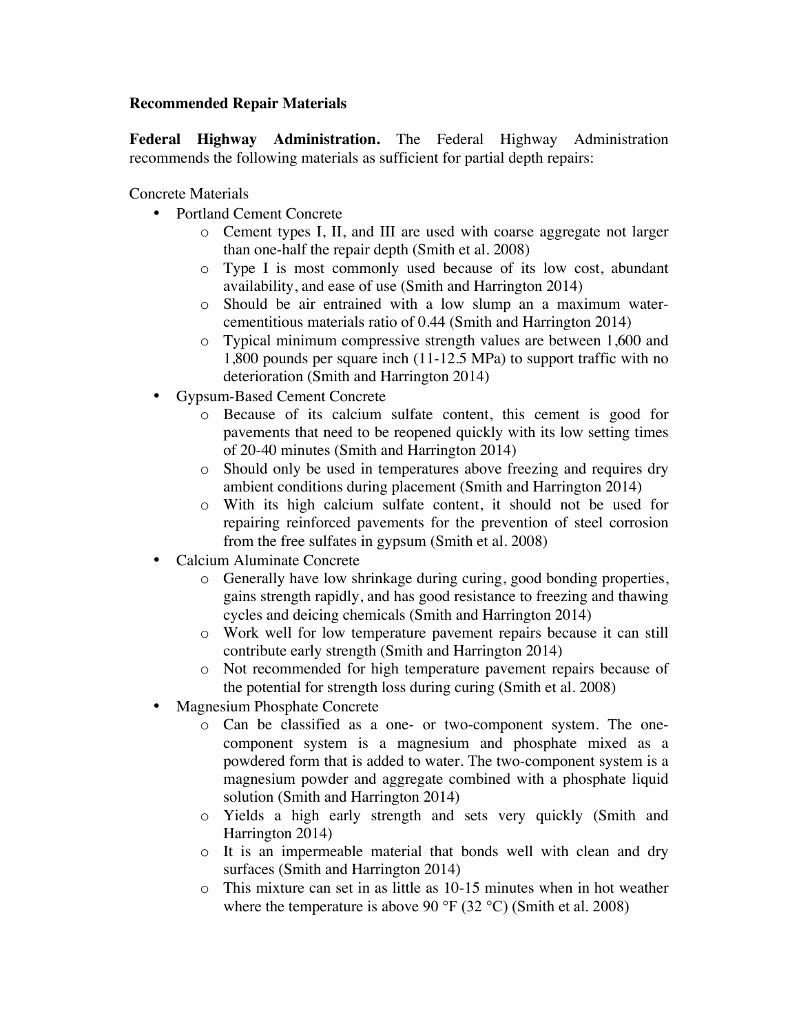**Recommended Repair Materials**

**Federal Highway Administration.** The Federal Highway Administration recommends the following materials as sufficient for partial depth repairs:

Concrete Materials

- Portland Cement Concrete
  - Cement types I, II, and III are used with coarse aggregate not larger than one-half the repair depth (Smith et al. 2008)
  - Type I is most commonly used because of its low cost, abundant availability, and ease of use (Smith and Harrington 2014)
  - Should be air entrained with a low slump an a maximum water-cementitious materials ratio of 0.44 (Smith and Harrington 2014)
  - Typical minimum compressive strength values are between 1,600 and 1,800 pounds per square inch (11-12.5 MPa) to support traffic with no deterioration (Smith and Harrington 2014)
- Gypsum-Based Cement Concrete
  - Because of its calcium sulfate content, this cement is good for pavements that need to be reopened quickly with its low setting times of 20-40 minutes (Smith and Harrington 2014)
  - Should only be used in temperatures above freezing and requires dry ambient conditions during placement (Smith and Harrington 2014)
  - With its high calcium sulfate content, it should not be used for repairing reinforced pavements for the prevention of steel corrosion from the free sulfates in gypsum (Smith et al. 2008)
- Calcium Aluminate Concrete
  - Generally have low shrinkage during curing, good bonding properties, gains strength rapidly, and has good resistance to freezing and thawing cycles and deicing chemicals (Smith and Harrington 2014)
  - Work well for low temperature pavement repairs because it can still contribute early strength (Smith and Harrington 2014)
  - Not recommended for high temperature pavement repairs because of the potential for strength loss during curing (Smith et al. 2008)
- Magnesium Phosphate Concrete
  - Can be classified as a one- or two-component system. The one-component system is a magnesium and phosphate mixed as a powdered form that is added to water. The two-component system is a magnesium powder and aggregate combined with a phosphate liquid solution (Smith and Harrington 2014)
  - Yields a high early strength and sets very quickly (Smith and Harrington 2014)
  - It is an impermeable material that bonds well with clean and dry surfaces (Smith and Harrington 2014)
  - This mixture can set in as little as 10-15 minutes when in hot weather where the temperature is above 90 °F (32 °C) (Smith et al. 2008)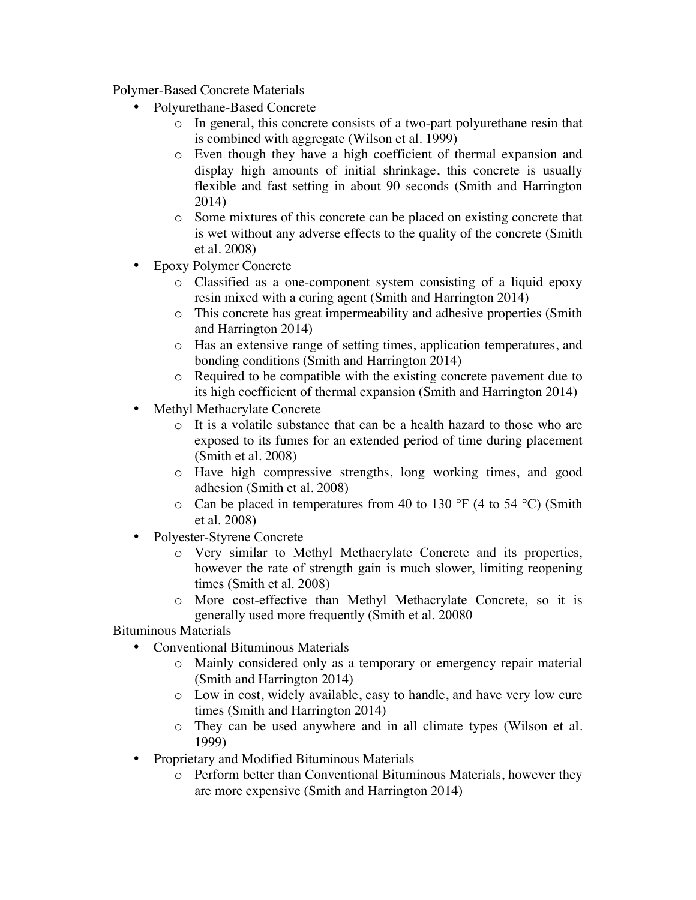Polymer-Based Concrete Materials

- Polyurethane-Based Concrete
  - In general, this concrete consists of a two-part polyurethane resin that is combined with aggregate (Wilson et al. 1999)
  - Even though they have a high coefficient of thermal expansion and display high amounts of initial shrinkage, this concrete is usually flexible and fast setting in about 90 seconds (Smith and Harrington 2014)
  - Some mixtures of this concrete can be placed on existing concrete that is wet without any adverse effects to the quality of the concrete (Smith et al. 2008)
- Epoxy Polymer Concrete
  - Classified as a one-component system consisting of a liquid epoxy resin mixed with a curing agent (Smith and Harrington 2014)
  - This concrete has great impermeability and adhesive properties (Smith and Harrington 2014)
  - Has an extensive range of setting times, application temperatures, and bonding conditions (Smith and Harrington 2014)
  - Required to be compatible with the existing concrete pavement due to its high coefficient of thermal expansion (Smith and Harrington 2014)
- Methyl Methacrylate Concrete
  - It is a volatile substance that can be a health hazard to those who are exposed to its fumes for an extended period of time during placement (Smith et al. 2008)
  - Have high compressive strengths, long working times, and good adhesion (Smith et al. 2008)
  - Can be placed in temperatures from 40 to 130 °F (4 to 54 °C) (Smith et al. 2008)
- Polyester-Styrene Concrete
  - Very similar to Methyl Methacrylate Concrete and its properties, however the rate of strength gain is much slower, limiting reopening times (Smith et al. 2008)
  - More cost-effective than Methyl Methacrylate Concrete, so it is generally used more frequently (Smith et al. 20080

Bituminous Materials

- Conventional Bituminous Materials
  - Mainly considered only as a temporary or emergency repair material (Smith and Harrington 2014)
  - Low in cost, widely available, easy to handle, and have very low cure times (Smith and Harrington 2014)
  - They can be used anywhere and in all climate types (Wilson et al. 1999)
- Proprietary and Modified Bituminous Materials
  - Perform better than Conventional Bituminous Materials, however they are more expensive (Smith and Harrington 2014)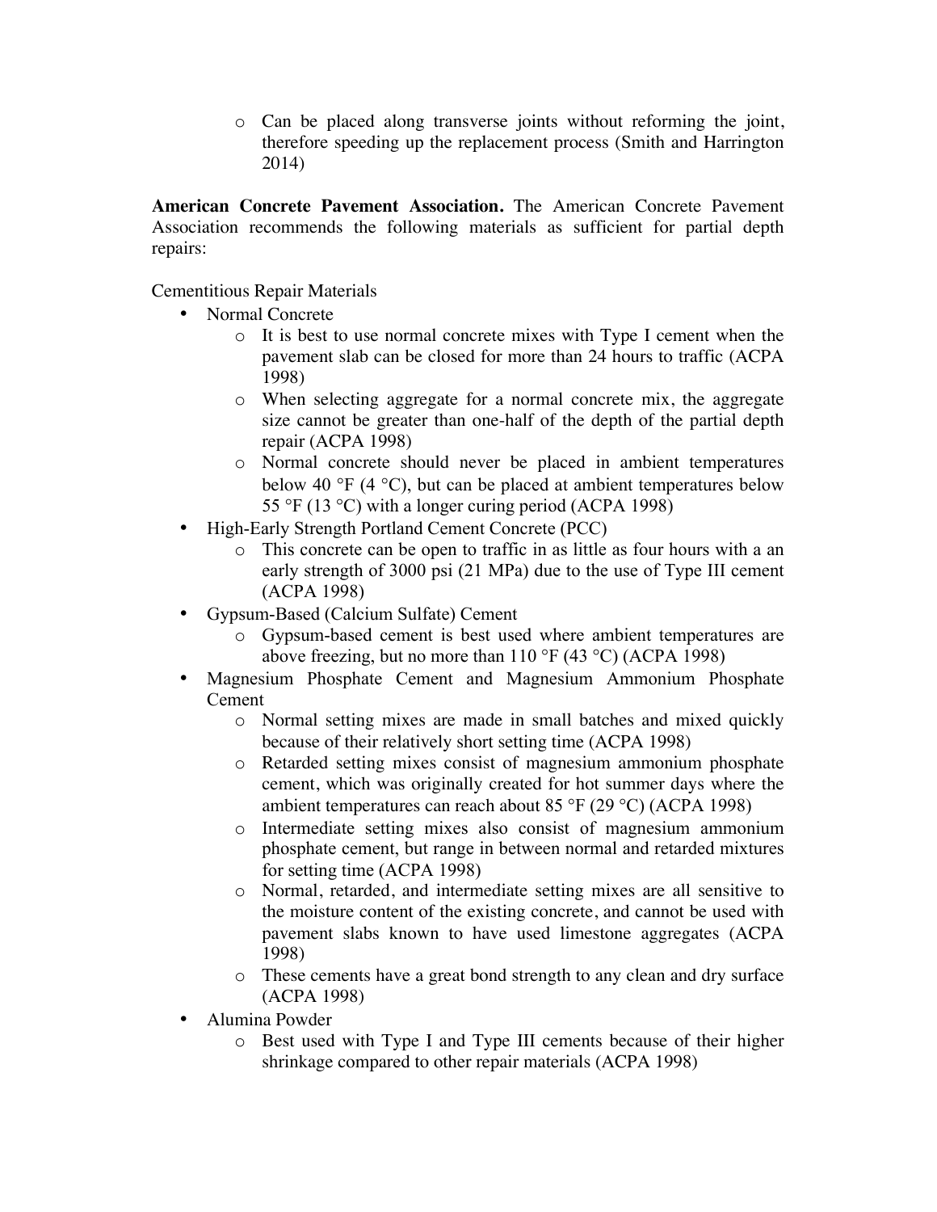- Can be placed along transverse joints without reforming the joint, therefore speeding up the replacement process (Smith and Harrington 2014)

**American Concrete Pavement Association.** The American Concrete Pavement Association recommends the following materials as sufficient for partial depth repairs:

Cementitious Repair Materials

- Normal Concrete
  - It is best to use normal concrete mixes with Type I cement when the pavement slab can be closed for more than 24 hours to traffic (ACPA 1998)
  - When selecting aggregate for a normal concrete mix, the aggregate size cannot be greater than one-half of the depth of the partial depth repair (ACPA 1998)
  - Normal concrete should never be placed in ambient temperatures below 40 °F (4 °C), but can be placed at ambient temperatures below 55 °F (13 °C) with a longer curing period (ACPA 1998)
- High-Early Strength Portland Cement Concrete (PCC)
  - This concrete can be open to traffic in as little as four hours with a an early strength of 3000 psi (21 MPa) due to the use of Type III cement (ACPA 1998)
- Gypsum-Based (Calcium Sulfate) Cement
  - Gypsum-based cement is best used where ambient temperatures are above freezing, but no more than 110 °F (43 °C) (ACPA 1998)
- Magnesium Phosphate Cement and Magnesium Ammonium Phosphate Cement
  - Normal setting mixes are made in small batches and mixed quickly because of their relatively short setting time (ACPA 1998)
  - Retarded setting mixes consist of magnesium ammonium phosphate cement, which was originally created for hot summer days where the ambient temperatures can reach about 85 °F (29 °C) (ACPA 1998)
  - Intermediate setting mixes also consist of magnesium ammonium phosphate cement, but range in between normal and retarded mixtures for setting time (ACPA 1998)
  - Normal, retarded, and intermediate setting mixes are all sensitive to the moisture content of the existing concrete, and cannot be used with pavement slabs known to have used limestone aggregates (ACPA 1998)
  - These cements have a great bond strength to any clean and dry surface (ACPA 1998)
- Alumina Powder
  - Best used with Type I and Type III cements because of their higher shrinkage compared to other repair materials (ACPA 1998)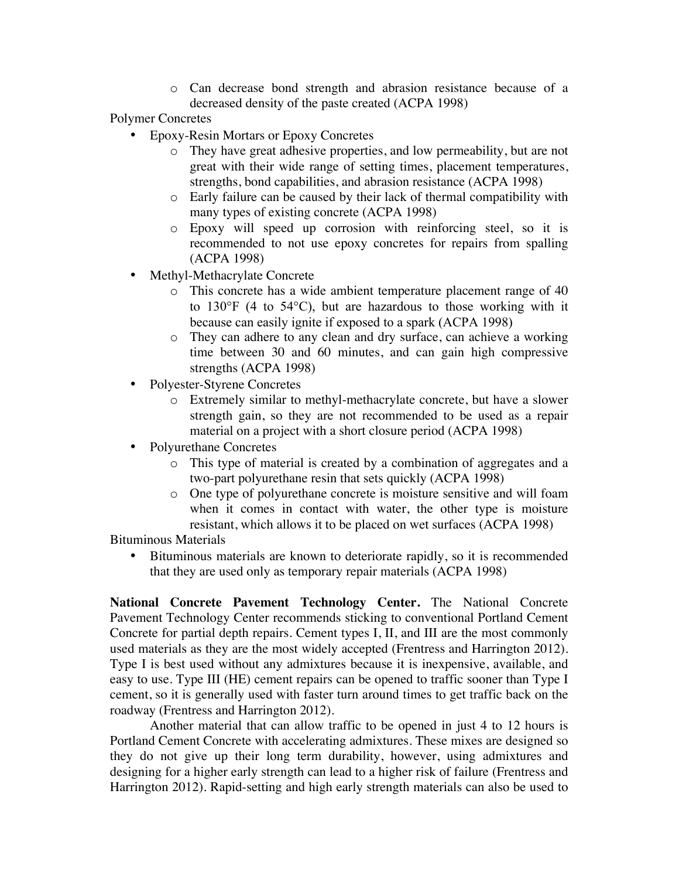- Can decrease bond strength and abrasion resistance because of a decreased density of the paste created (ACPA 1998)

Polymer Concretes

- Epoxy-Resin Mortars or Epoxy Concretes
  - They have great adhesive properties, and low permeability, but are not great with their wide range of setting times, placement temperatures, strengths, bond capabilities, and abrasion resistance (ACPA 1998)
  - Early failure can be caused by their lack of thermal compatibility with many types of existing concrete (ACPA 1998)
  - Epoxy will speed up corrosion with reinforcing steel, so it is recommended to not use epoxy concretes for repairs from spalling (ACPA 1998)
- Methyl-Methacrylate Concrete
  - This concrete has a wide ambient temperature placement range of 40 to 130°F (4 to 54°C), but are hazardous to those working with it because can easily ignite if exposed to a spark (ACPA 1998)
  - They can adhere to any clean and dry surface, can achieve a working time between 30 and 60 minutes, and can gain high compressive strengths (ACPA 1998)
- Polyester-Styrene Concretes
  - Extremely similar to methyl-methacrylate concrete, but have a slower strength gain, so they are not recommended to be used as a repair material on a project with a short closure period (ACPA 1998)
- Polyurethane Concretes
  - This type of material is created by a combination of aggregates and a two-part polyurethane resin that sets quickly (ACPA 1998)
  - One type of polyurethane concrete is moisture sensitive and will foam when it comes in contact with water, the other type is moisture resistant, which allows it to be placed on wet surfaces (ACPA 1998)

Bituminous Materials

- Bituminous materials are known to deteriorate rapidly, so it is recommended that they are used only as temporary repair materials (ACPA 1998)

**National Concrete Pavement Technology Center.** The National Concrete Pavement Technology Center recommends sticking to conventional Portland Cement Concrete for partial depth repairs. Cement types I, II, and III are the most commonly used materials as they are the most widely accepted (Frentress and Harrington 2012). Type I is best used without any admixtures because it is inexpensive, available, and easy to use. Type III (HE) cement repairs can be opened to traffic sooner than Type I cement, so it is generally used with faster turn around times to get traffic back on the roadway (Frentress and Harrington 2012).

Another material that can allow traffic to be opened in just 4 to 12 hours is Portland Cement Concrete with accelerating admixtures. These mixes are designed so they do not give up their long term durability, however, using admixtures and designing for a higher early strength can lead to a higher risk of failure (Frentress and Harrington 2012). Rapid-setting and high early strength materials can also be used to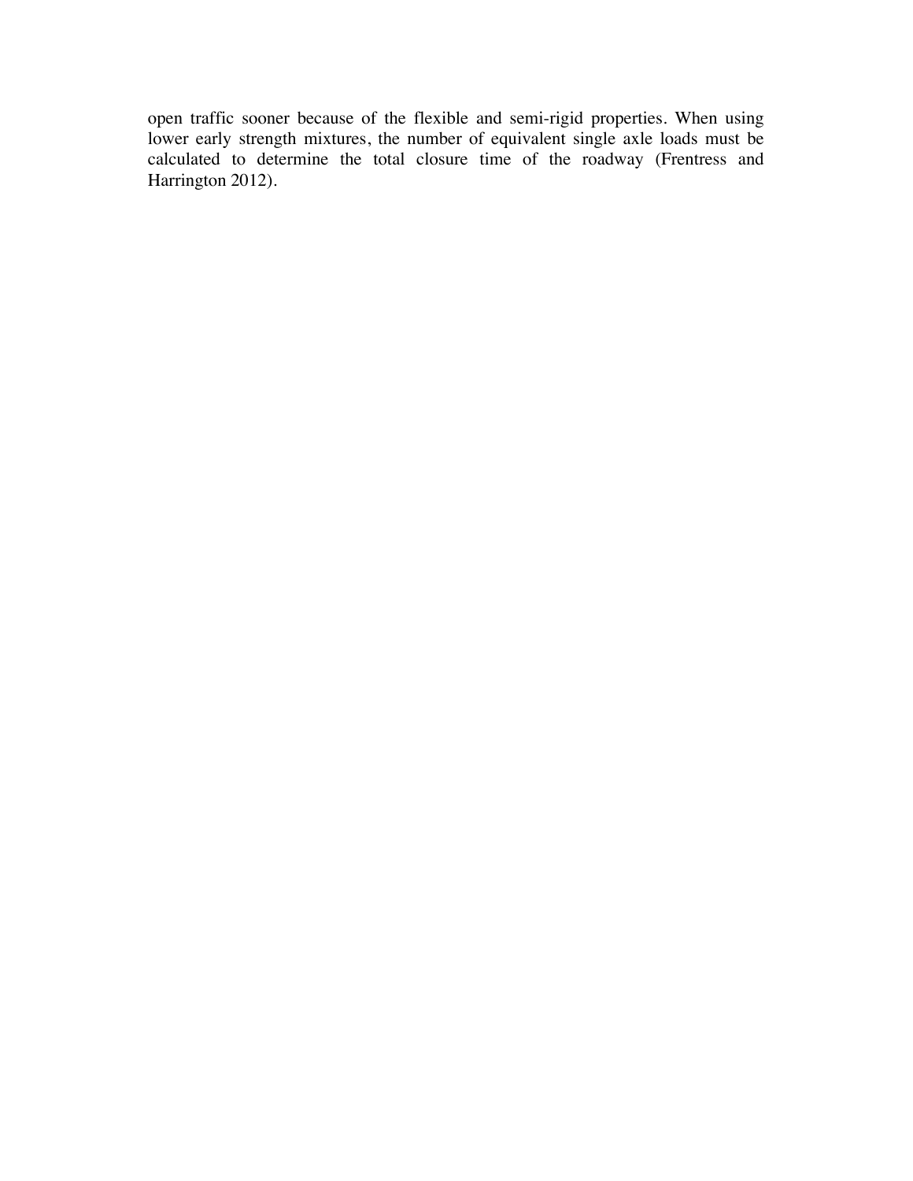open traffic sooner because of the flexible and semi-rigid properties. When using lower early strength mixtures, the number of equivalent single axle loads must be calculated to determine the total closure time of the roadway (Frentress and Harrington 2012).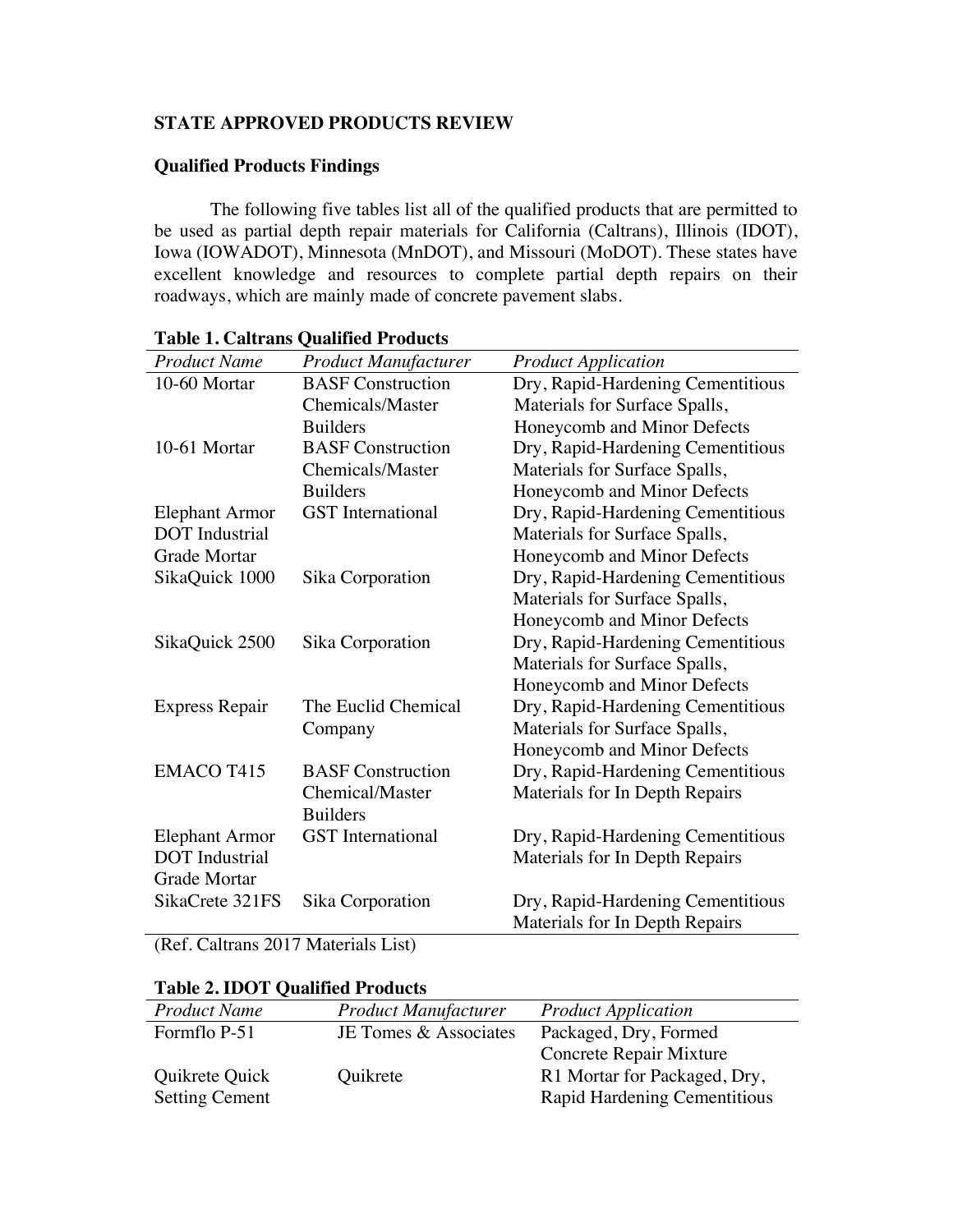## STATE APPROVED PRODUCTS REVIEW

### Qualified Products Findings

The following five tables list all of the qualified products that are permitted to be used as partial depth repair materials for California (Caltrans), Illinois (IDOT), Iowa (IOWADOT), Minnesota (MnDOT), and Missouri (MoDOT). These states have excellent knowledge and resources to complete partial depth repairs on their roadways, which are mainly made of concrete pavement slabs.

**Table 1. Caltrans Qualified Products**

| *Product Name* | *Product Manufacturer* | *Product Application* |
|---|---|---|
| 10-60 Mortar | BASF Construction Chemicals/Master Builders | Dry, Rapid-Hardening Cementitious Materials for Surface Spalls, Honeycomb and Minor Defects |
| 10-61 Mortar | BASF Construction Chemicals/Master Builders | Dry, Rapid-Hardening Cementitious Materials for Surface Spalls, Honeycomb and Minor Defects |
| Elephant Armor DOT Industrial Grade Mortar | GST International | Dry, Rapid-Hardening Cementitious Materials for Surface Spalls, Honeycomb and Minor Defects |
| SikaQuick 1000 | Sika Corporation | Dry, Rapid-Hardening Cementitious Materials for Surface Spalls, Honeycomb and Minor Defects |
| SikaQuick 2500 | Sika Corporation | Dry, Rapid-Hardening Cementitious Materials for Surface Spalls, Honeycomb and Minor Defects |
| Express Repair | The Euclid Chemical Company | Dry, Rapid-Hardening Cementitious Materials for Surface Spalls, Honeycomb and Minor Defects |
| EMACO T415 | BASF Construction Chemical/Master Builders | Dry, Rapid-Hardening Cementitious Materials for In Depth Repairs |
| Elephant Armor DOT Industrial Grade Mortar | GST International | Dry, Rapid-Hardening Cementitious Materials for In Depth Repairs |
| SikaCrete 321FS | Sika Corporation | Dry, Rapid-Hardening Cementitious Materials for In Depth Repairs |

(Ref. Caltrans 2017 Materials List)

**Table 2. IDOT Qualified Products**

| *Product Name* | *Product Manufacturer* | *Product Application* |
|---|---|---|
| Formflo P-51 | JE Tomes & Associates | Packaged, Dry, Formed Concrete Repair Mixture |
| Quikrete Quick Setting Cement | Quikrete | R1 Mortar for Packaged, Dry, Rapid Hardening Cementitious |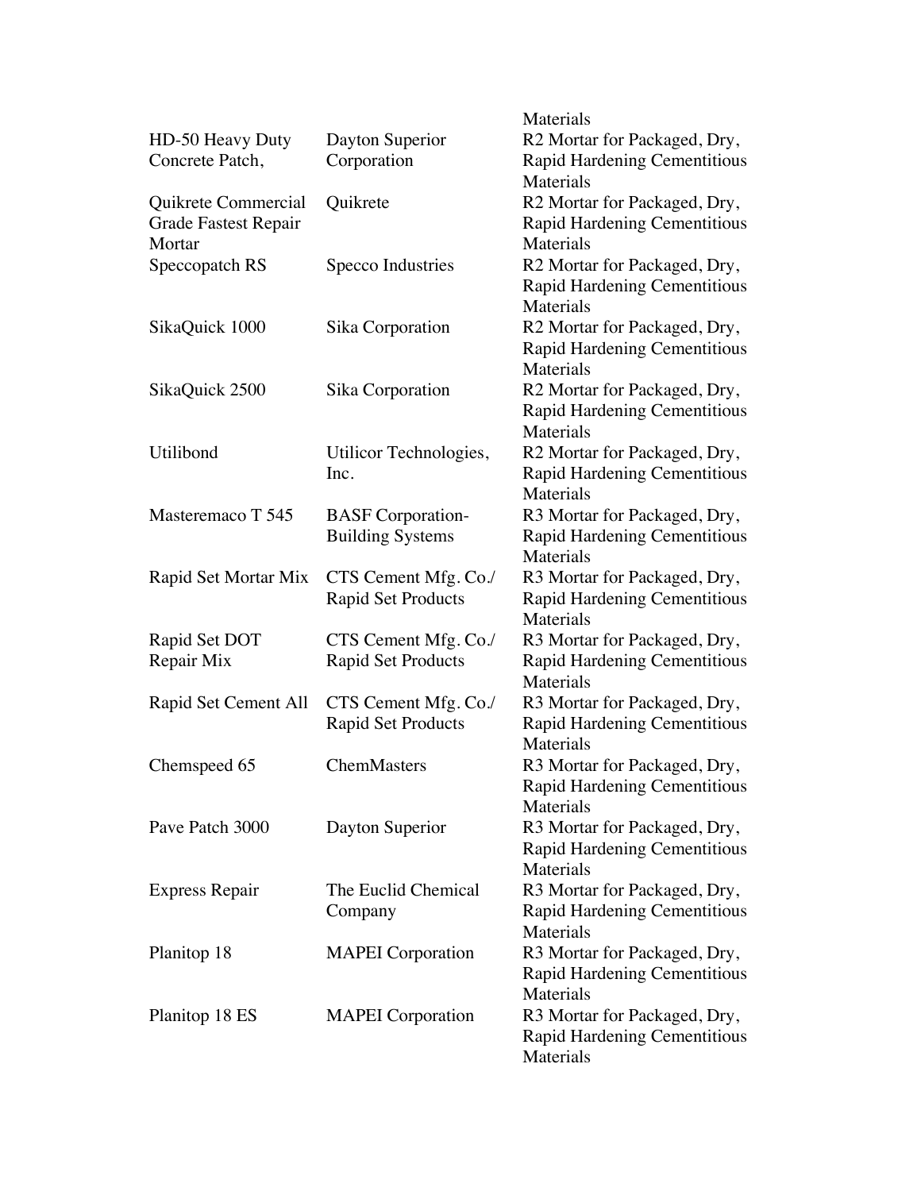| | | Materials |
|---|---|---|
| HD-50 Heavy Duty Concrete Patch, | Dayton Superior Corporation | R2 Mortar for Packaged, Dry, Rapid Hardening Cementitious Materials |
| Quikrete Commercial Grade Fastest Repair Mortar | Quikrete | R2 Mortar for Packaged, Dry, Rapid Hardening Cementitious Materials |
| Speccopatch RS | Specco Industries | R2 Mortar for Packaged, Dry, Rapid Hardening Cementitious Materials |
| SikaQuick 1000 | Sika Corporation | R2 Mortar for Packaged, Dry, Rapid Hardening Cementitious Materials |
| SikaQuick 2500 | Sika Corporation | R2 Mortar for Packaged, Dry, Rapid Hardening Cementitious Materials |
| Utilibond | Utilicor Technologies, Inc. | R2 Mortar for Packaged, Dry, Rapid Hardening Cementitious Materials |
| Masteremaco T 545 | BASF Corporation-Building Systems | R3 Mortar for Packaged, Dry, Rapid Hardening Cementitious Materials |
| Rapid Set Mortar Mix | CTS Cement Mfg. Co./ Rapid Set Products | R3 Mortar for Packaged, Dry, Rapid Hardening Cementitious Materials |
| Rapid Set DOT Repair Mix | CTS Cement Mfg. Co./ Rapid Set Products | R3 Mortar for Packaged, Dry, Rapid Hardening Cementitious Materials |
| Rapid Set Cement All | CTS Cement Mfg. Co./ Rapid Set Products | R3 Mortar for Packaged, Dry, Rapid Hardening Cementitious Materials |
| Chemspeed 65 | ChemMasters | R3 Mortar for Packaged, Dry, Rapid Hardening Cementitious Materials |
| Pave Patch 3000 | Dayton Superior | R3 Mortar for Packaged, Dry, Rapid Hardening Cementitious Materials |
| Express Repair | The Euclid Chemical Company | R3 Mortar for Packaged, Dry, Rapid Hardening Cementitious Materials |
| Planitop 18 | MAPEI Corporation | R3 Mortar for Packaged, Dry, Rapid Hardening Cementitious Materials |
| Planitop 18 ES | MAPEI Corporation | R3 Mortar for Packaged, Dry, Rapid Hardening Cementitious Materials |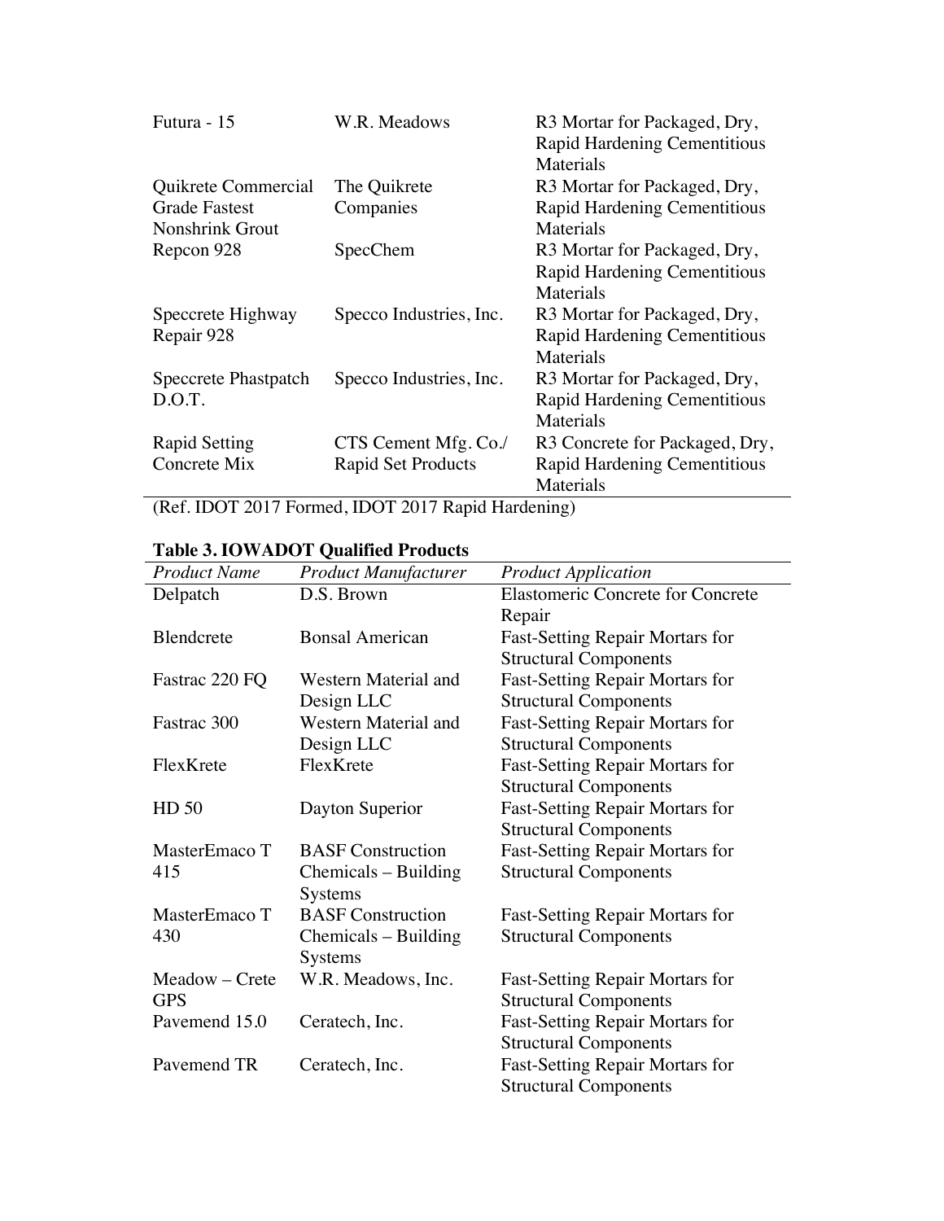| | | |
|---|---|---|
| Futura - 15 | W.R. Meadows | R3 Mortar for Packaged, Dry, Rapid Hardening Cementitious Materials |
| Quikrete Commercial Grade Fastest Nonshrink Grout | The Quikrete Companies | R3 Mortar for Packaged, Dry, Rapid Hardening Cementitious Materials |
| Repcon 928 | SpecChem | R3 Mortar for Packaged, Dry, Rapid Hardening Cementitious Materials |
| Speccrete Highway Repair 928 | Specco Industries, Inc. | R3 Mortar for Packaged, Dry, Rapid Hardening Cementitious Materials |
| Speccrete Phastpatch D.O.T. | Specco Industries, Inc. | R3 Mortar for Packaged, Dry, Rapid Hardening Cementitious Materials |
| Rapid Setting Concrete Mix | CTS Cement Mfg. Co./ Rapid Set Products | R3 Concrete for Packaged, Dry, Rapid Hardening Cementitious Materials |

(Ref. IDOT 2017 Formed, IDOT 2017 Rapid Hardening)

**Table 3. IOWADOT Qualified Products**

| *Product Name* | *Product Manufacturer* | *Product Application* |
|---|---|---|
| Delpatch | D.S. Brown | Elastomeric Concrete for Concrete Repair |
| Blendcrete | Bonsal American | Fast-Setting Repair Mortars for Structural Components |
| Fastrac 220 FQ | Western Material and Design LLC | Fast-Setting Repair Mortars for Structural Components |
| Fastrac 300 | Western Material and Design LLC | Fast-Setting Repair Mortars for Structural Components |
| FlexKrete | FlexKrete | Fast-Setting Repair Mortars for Structural Components |
| HD 50 | Dayton Superior | Fast-Setting Repair Mortars for Structural Components |
| MasterEmaco T 415 | BASF Construction Chemicals – Building Systems | Fast-Setting Repair Mortars for Structural Components |
| MasterEmaco T 430 | BASF Construction Chemicals – Building Systems | Fast-Setting Repair Mortars for Structural Components |
| Meadow – Crete GPS | W.R. Meadows, Inc. | Fast-Setting Repair Mortars for Structural Components |
| Pavemend 15.0 | Ceratech, Inc. | Fast-Setting Repair Mortars for Structural Components |
| Pavemend TR | Ceratech, Inc. | Fast-Setting Repair Mortars for Structural Components |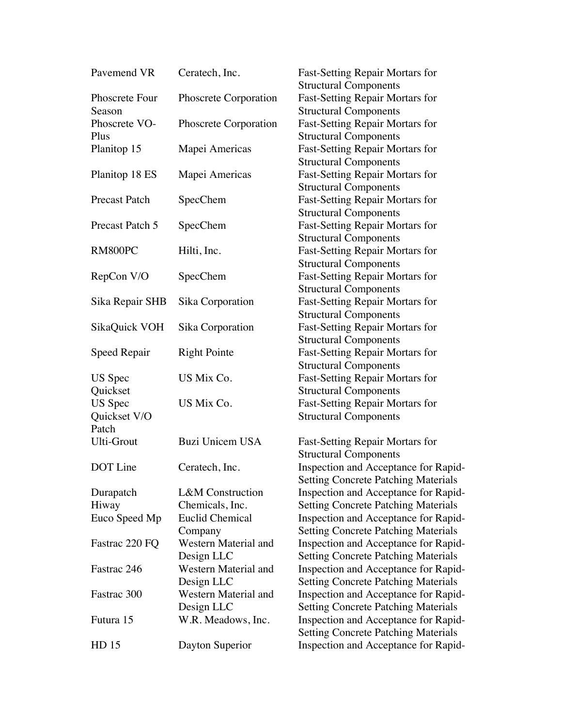| | | |
|---|---|---|
| Pavemend VR | Ceratech, Inc. | Fast-Setting Repair Mortars for Structural Components |
| Phoscrete Four Season | Phoscrete Corporation | Fast-Setting Repair Mortars for Structural Components |
| Phoscrete VO-Plus | Phoscrete Corporation | Fast-Setting Repair Mortars for Structural Components |
| Planitop 15 | Mapei Americas | Fast-Setting Repair Mortars for Structural Components |
| Planitop 18 ES | Mapei Americas | Fast-Setting Repair Mortars for Structural Components |
| Precast Patch | SpecChem | Fast-Setting Repair Mortars for Structural Components |
| Precast Patch 5 | SpecChem | Fast-Setting Repair Mortars for Structural Components |
| RM800PC | Hilti, Inc. | Fast-Setting Repair Mortars for Structural Components |
| RepCon V/O | SpecChem | Fast-Setting Repair Mortars for Structural Components |
| Sika Repair SHB | Sika Corporation | Fast-Setting Repair Mortars for Structural Components |
| SikaQuick VOH | Sika Corporation | Fast-Setting Repair Mortars for Structural Components |
| Speed Repair | Right Pointe | Fast-Setting Repair Mortars for Structural Components |
| US Spec Quickset | US Mix Co. | Fast-Setting Repair Mortars for Structural Components |
| US Spec Quickset V/O Patch | US Mix Co. | Fast-Setting Repair Mortars for Structural Components |
| Ulti-Grout | Buzi Unicem USA | Fast-Setting Repair Mortars for Structural Components |
| DOT Line | Ceratech, Inc. | Inspection and Acceptance for Rapid-Setting Concrete Patching Materials |
| Durapatch Hiway | L&M Construction Chemicals, Inc. | Inspection and Acceptance for Rapid-Setting Concrete Patching Materials |
| Euco Speed Mp | Euclid Chemical Company | Inspection and Acceptance for Rapid-Setting Concrete Patching Materials |
| Fastrac 220 FQ | Western Material and Design LLC | Inspection and Acceptance for Rapid-Setting Concrete Patching Materials |
| Fastrac 246 | Western Material and Design LLC | Inspection and Acceptance for Rapid-Setting Concrete Patching Materials |
| Fastrac 300 | Western Material and Design LLC | Inspection and Acceptance for Rapid-Setting Concrete Patching Materials |
| Futura 15 | W.R. Meadows, Inc. | Inspection and Acceptance for Rapid-Setting Concrete Patching Materials |
| HD 15 | Dayton Superior | Inspection and Acceptance for Rapid- |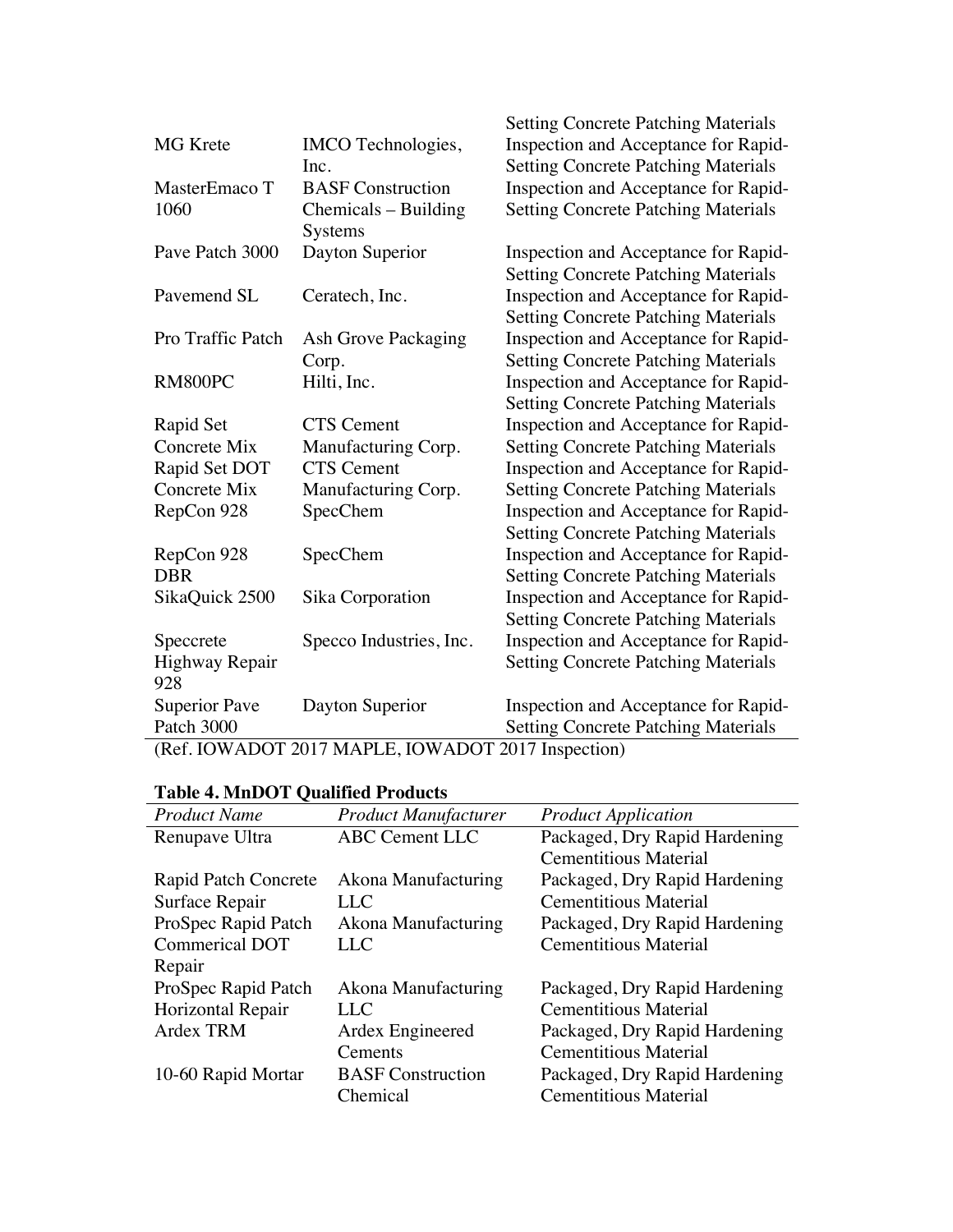| | | Setting Concrete Patching Materials |
|---|---|---|
| MG Krete | IMCO Technologies, Inc. | Inspection and Acceptance for Rapid-Setting Concrete Patching Materials |
| MasterEmaco T 1060 | BASF Construction Chemicals – Building Systems | Inspection and Acceptance for Rapid-Setting Concrete Patching Materials |
| Pave Patch 3000 | Dayton Superior | Inspection and Acceptance for Rapid-Setting Concrete Patching Materials |
| Pavemend SL | Ceratech, Inc. | Inspection and Acceptance for Rapid-Setting Concrete Patching Materials |
| Pro Traffic Patch | Ash Grove Packaging Corp. | Inspection and Acceptance for Rapid-Setting Concrete Patching Materials |
| RM800PC | Hilti, Inc. | Inspection and Acceptance for Rapid-Setting Concrete Patching Materials |
| Rapid Set Concrete Mix | CTS Cement Manufacturing Corp. | Inspection and Acceptance for Rapid-Setting Concrete Patching Materials |
| Rapid Set DOT Concrete Mix | CTS Cement Manufacturing Corp. | Inspection and Acceptance for Rapid-Setting Concrete Patching Materials |
| RepCon 928 | SpecChem | Inspection and Acceptance for Rapid-Setting Concrete Patching Materials |
| RepCon 928 DBR | SpecChem | Inspection and Acceptance for Rapid-Setting Concrete Patching Materials |
| SikaQuick 2500 | Sika Corporation | Inspection and Acceptance for Rapid-Setting Concrete Patching Materials |
| Speccrete Highway Repair 928 | Specco Industries, Inc. | Inspection and Acceptance for Rapid-Setting Concrete Patching Materials |
| Superior Pave Patch 3000 | Dayton Superior | Inspection and Acceptance for Rapid-Setting Concrete Patching Materials |

(Ref. IOWADOT 2017 MAPLE, IOWADOT 2017 Inspection)

**Table 4. MnDOT Qualified Products**

| *Product Name* | *Product Manufacturer* | *Product Application* |
|---|---|---|
| Renupave Ultra | ABC Cement LLC | Packaged, Dry Rapid Hardening Cementitious Material |
| Rapid Patch Concrete Surface Repair | Akona Manufacturing LLC | Packaged, Dry Rapid Hardening Cementitious Material |
| ProSpec Rapid Patch Commerical DOT Repair | Akona Manufacturing LLC | Packaged, Dry Rapid Hardening Cementitious Material |
| ProSpec Rapid Patch Horizontal Repair | Akona Manufacturing LLC | Packaged, Dry Rapid Hardening Cementitious Material |
| Ardex TRM | Ardex Engineered Cements | Packaged, Dry Rapid Hardening Cementitious Material |
| 10-60 Rapid Mortar | BASF Construction Chemical | Packaged, Dry Rapid Hardening Cementitious Material |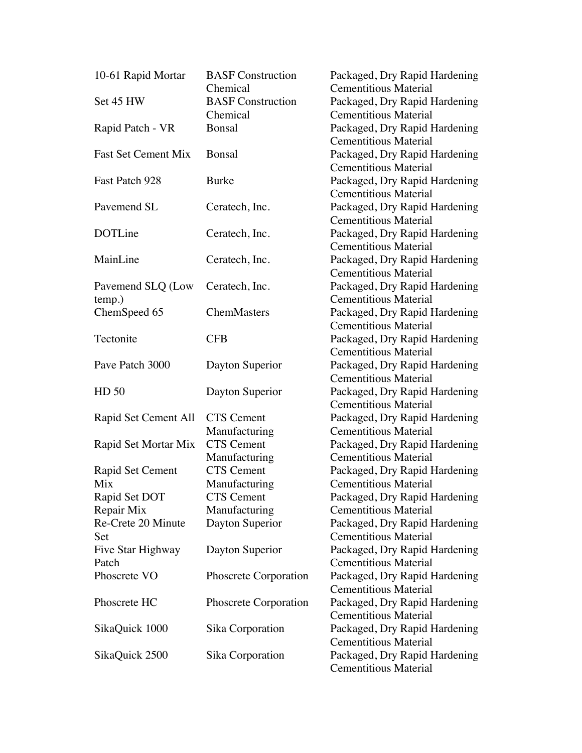| | | |
|---|---|---|
| 10-61 Rapid Mortar | BASF Construction Chemical | Packaged, Dry Rapid Hardening Cementitious Material |
| Set 45 HW | BASF Construction Chemical | Packaged, Dry Rapid Hardening Cementitious Material |
| Rapid Patch - VR | Bonsal | Packaged, Dry Rapid Hardening Cementitious Material |
| Fast Set Cement Mix | Bonsal | Packaged, Dry Rapid Hardening Cementitious Material |
| Fast Patch 928 | Burke | Packaged, Dry Rapid Hardening Cementitious Material |
| Pavemend SL | Ceratech, Inc. | Packaged, Dry Rapid Hardening Cementitious Material |
| DOTLine | Ceratech, Inc. | Packaged, Dry Rapid Hardening Cementitious Material |
| MainLine | Ceratech, Inc. | Packaged, Dry Rapid Hardening Cementitious Material |
| Pavemend SLQ (Low temp.) | Ceratech, Inc. | Packaged, Dry Rapid Hardening Cementitious Material |
| ChemSpeed 65 | ChemMasters | Packaged, Dry Rapid Hardening Cementitious Material |
| Tectonite | CFB | Packaged, Dry Rapid Hardening Cementitious Material |
| Pave Patch 3000 | Dayton Superior | Packaged, Dry Rapid Hardening Cementitious Material |
| HD 50 | Dayton Superior | Packaged, Dry Rapid Hardening Cementitious Material |
| Rapid Set Cement All | CTS Cement Manufacturing | Packaged, Dry Rapid Hardening Cementitious Material |
| Rapid Set Mortar Mix | CTS Cement Manufacturing | Packaged, Dry Rapid Hardening Cementitious Material |
| Rapid Set Cement Mix | CTS Cement Manufacturing | Packaged, Dry Rapid Hardening Cementitious Material |
| Rapid Set DOT Repair Mix | CTS Cement Manufacturing | Packaged, Dry Rapid Hardening Cementitious Material |
| Re-Crete 20 Minute Set | Dayton Superior | Packaged, Dry Rapid Hardening Cementitious Material |
| Five Star Highway Patch | Dayton Superior | Packaged, Dry Rapid Hardening Cementitious Material |
| Phoscrete VO | Phoscrete Corporation | Packaged, Dry Rapid Hardening Cementitious Material |
| Phoscrete HC | Phoscrete Corporation | Packaged, Dry Rapid Hardening Cementitious Material |
| SikaQuick 1000 | Sika Corporation | Packaged, Dry Rapid Hardening Cementitious Material |
| SikaQuick 2500 | Sika Corporation | Packaged, Dry Rapid Hardening Cementitious Material |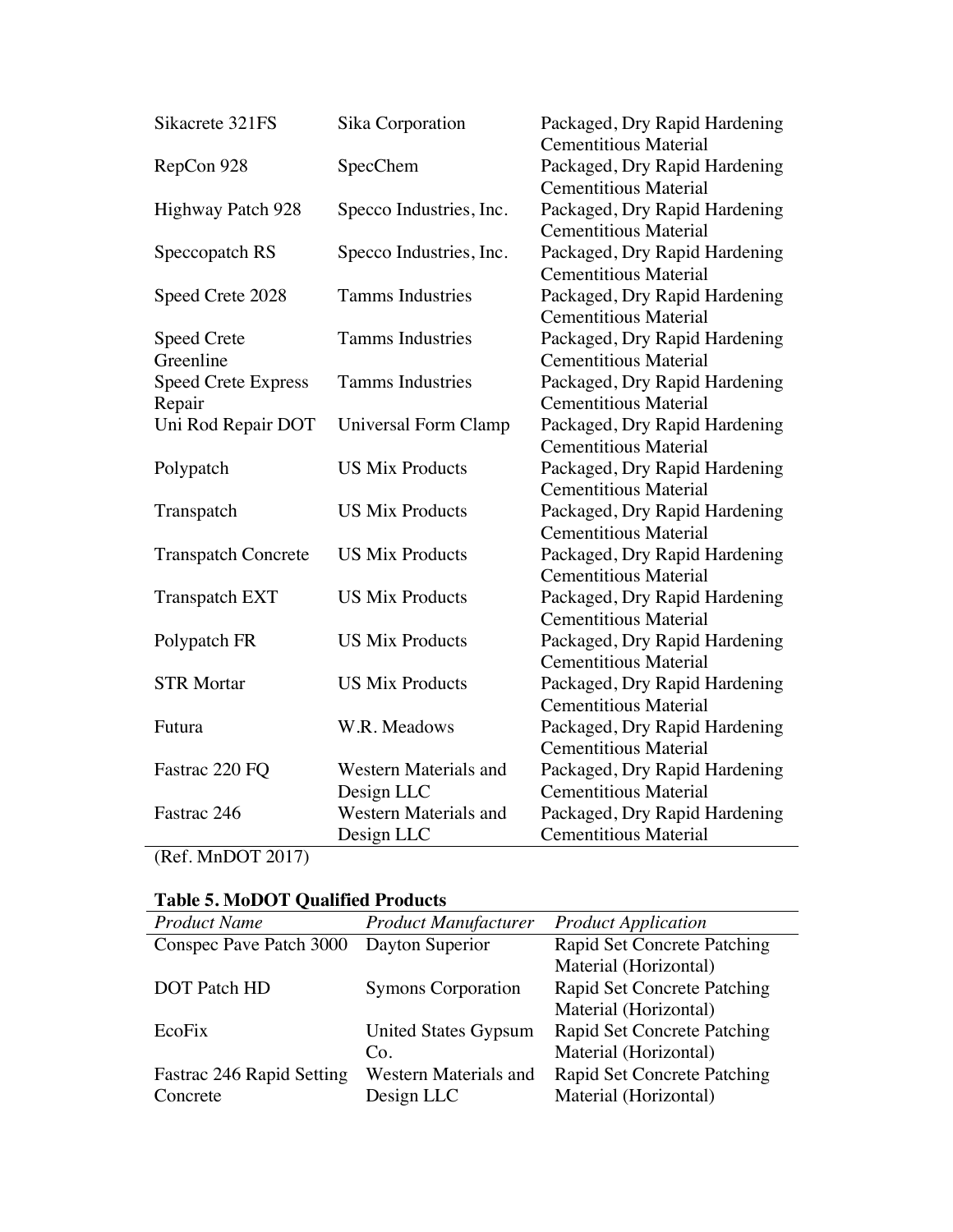| | | |
|---|---|---|
| Sikacrete 321FS | Sika Corporation | Packaged, Dry Rapid Hardening Cementitious Material |
| RepCon 928 | SpecChem | Packaged, Dry Rapid Hardening Cementitious Material |
| Highway Patch 928 | Specco Industries, Inc. | Packaged, Dry Rapid Hardening Cementitious Material |
| Speccopatch RS | Specco Industries, Inc. | Packaged, Dry Rapid Hardening Cementitious Material |
| Speed Crete 2028 | Tamms Industries | Packaged, Dry Rapid Hardening Cementitious Material |
| Speed Crete Greenline | Tamms Industries | Packaged, Dry Rapid Hardening Cementitious Material |
| Speed Crete Express Repair | Tamms Industries | Packaged, Dry Rapid Hardening Cementitious Material |
| Uni Rod Repair DOT | Universal Form Clamp | Packaged, Dry Rapid Hardening Cementitious Material |
| Polypatch | US Mix Products | Packaged, Dry Rapid Hardening Cementitious Material |
| Transpatch | US Mix Products | Packaged, Dry Rapid Hardening Cementitious Material |
| Transpatch Concrete | US Mix Products | Packaged, Dry Rapid Hardening Cementitious Material |
| Transpatch EXT | US Mix Products | Packaged, Dry Rapid Hardening Cementitious Material |
| Polypatch FR | US Mix Products | Packaged, Dry Rapid Hardening Cementitious Material |
| STR Mortar | US Mix Products | Packaged, Dry Rapid Hardening Cementitious Material |
| Futura | W.R. Meadows | Packaged, Dry Rapid Hardening Cementitious Material |
| Fastrac 220 FQ | Western Materials and Design LLC | Packaged, Dry Rapid Hardening Cementitious Material |
| Fastrac 246 | Western Materials and Design LLC | Packaged, Dry Rapid Hardening Cementitious Material |

(Ref. MnDOT 2017)

**Table 5. MoDOT Qualified Products**

| *Product Name* | *Product Manufacturer* | *Product Application* |
|---|---|---|
| Conspec Pave Patch 3000 | Dayton Superior | Rapid Set Concrete Patching Material (Horizontal) |
| DOT Patch HD | Symons Corporation | Rapid Set Concrete Patching Material (Horizontal) |
| EcoFix | United States Gypsum Co. | Rapid Set Concrete Patching Material (Horizontal) |
| Fastrac 246 Rapid Setting Concrete | Western Materials and Design LLC | Rapid Set Concrete Patching Material (Horizontal) |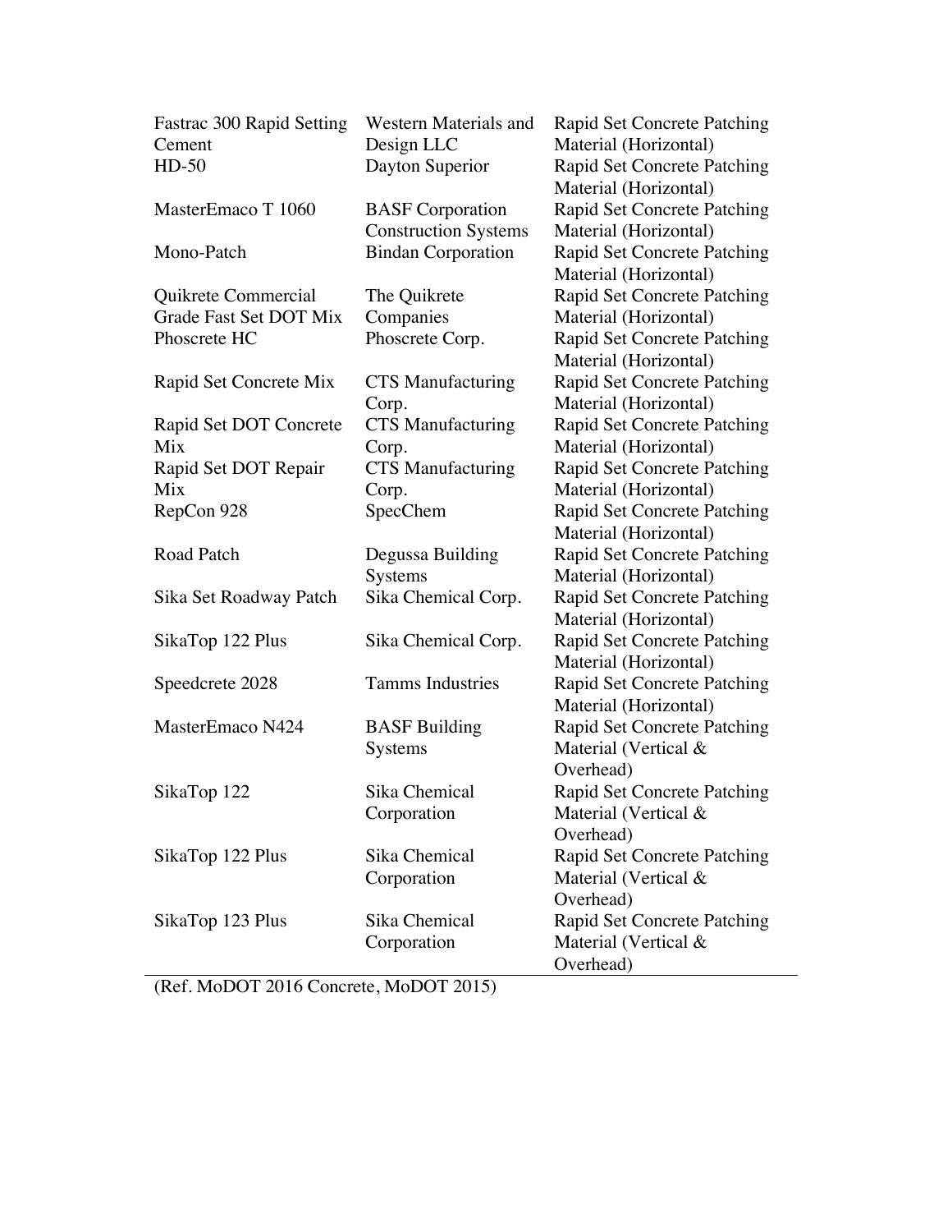| | | |
|---|---|---|
| Fastrac 300 Rapid Setting Cement | Western Materials and Design LLC | Rapid Set Concrete Patching Material (Horizontal) |
| HD-50 | Dayton Superior | Rapid Set Concrete Patching Material (Horizontal) |
| MasterEmaco T 1060 | BASF Corporation Construction Systems | Rapid Set Concrete Patching Material (Horizontal) |
| Mono-Patch | Bindan Corporation | Rapid Set Concrete Patching Material (Horizontal) |
| Quikrete Commercial Grade Fast Set DOT Mix | The Quikrete Companies | Rapid Set Concrete Patching Material (Horizontal) |
| Phoscrete HC | Phoscrete Corp. | Rapid Set Concrete Patching Material (Horizontal) |
| Rapid Set Concrete Mix | CTS Manufacturing Corp. | Rapid Set Concrete Patching Material (Horizontal) |
| Rapid Set DOT Concrete Mix | CTS Manufacturing Corp. | Rapid Set Concrete Patching Material (Horizontal) |
| Rapid Set DOT Repair Mix | CTS Manufacturing Corp. | Rapid Set Concrete Patching Material (Horizontal) |
| RepCon 928 | SpecChem | Rapid Set Concrete Patching Material (Horizontal) |
| Road Patch | Degussa Building Systems | Rapid Set Concrete Patching Material (Horizontal) |
| Sika Set Roadway Patch | Sika Chemical Corp. | Rapid Set Concrete Patching Material (Horizontal) |
| SikaTop 122 Plus | Sika Chemical Corp. | Rapid Set Concrete Patching Material (Horizontal) |
| Speedcrete 2028 | Tamms Industries | Rapid Set Concrete Patching Material (Horizontal) |
| MasterEmaco N424 | BASF Building Systems | Rapid Set Concrete Patching Material (Vertical & Overhead) |
| SikaTop 122 | Sika Chemical Corporation | Rapid Set Concrete Patching Material (Vertical & Overhead) |
| SikaTop 122 Plus | Sika Chemical Corporation | Rapid Set Concrete Patching Material (Vertical & Overhead) |
| SikaTop 123 Plus | Sika Chemical Corporation | Rapid Set Concrete Patching Material (Vertical & Overhead) |

(Ref. MoDOT 2016 Concrete, MoDOT 2015)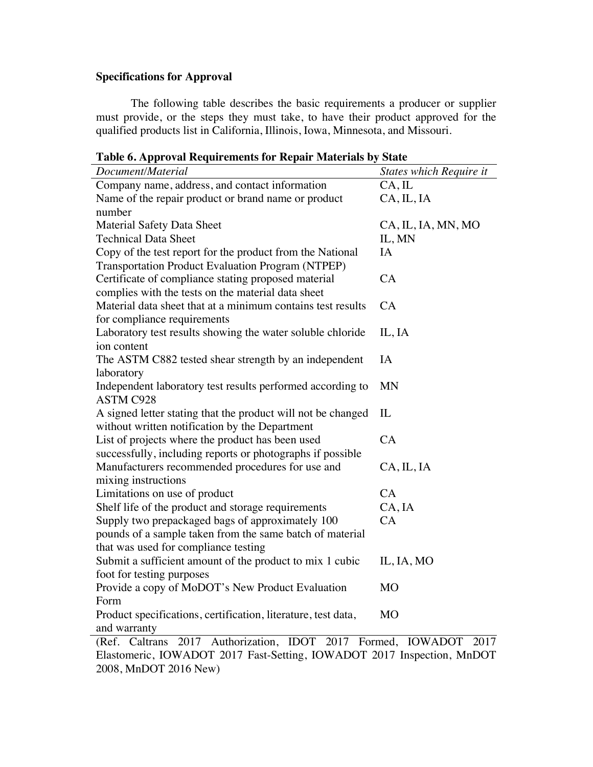**Specifications for Approval**

The following table describes the basic requirements a producer or supplier must provide, or the steps they must take, to have their product approved for the qualified products list in California, Illinois, Iowa, Minnesota, and Missouri.

**Table 6. Approval Requirements for Repair Materials by State**

| *Document/Material* | *States which Require it* |
|---|---|
| Company name, address, and contact information | CA, IL |
| Name of the repair product or brand name or product number | CA, IL, IA |
| Material Safety Data Sheet | CA, IL, IA, MN, MO |
| Technical Data Sheet | IL, MN |
| Copy of the test report for the product from the National Transportation Product Evaluation Program (NTPEP) | IA |
| Certificate of compliance stating proposed material complies with the tests on the material data sheet | CA |
| Material data sheet that at a minimum contains test results for compliance requirements | CA |
| Laboratory test results showing the water soluble chloride ion content | IL, IA |
| The ASTM C882 tested shear strength by an independent laboratory | IA |
| Independent laboratory test results performed according to ASTM C928 | MN |
| A signed letter stating that the product will not be changed without written notification by the Department | IL |
| List of projects where the product has been used successfully, including reports or photographs if possible | CA |
| Manufacturers recommended procedures for use and mixing instructions | CA, IL, IA |
| Limitations on use of product | CA |
| Shelf life of the product and storage requirements | CA, IA |
| Supply two prepackaged bags of approximately 100 pounds of a sample taken from the same batch of material that was used for compliance testing | CA |
| Submit a sufficient amount of the product to mix 1 cubic foot for testing purposes | IL, IA, MO |
| Provide a copy of MoDOT's New Product Evaluation Form | MO |
| Product specifications, certification, literature, test data, and warranty | MO |

(Ref. Caltrans 2017 Authorization, IDOT 2017 Formed, IOWADOT 2017 Elastomeric, IOWADOT 2017 Fast-Setting, IOWADOT 2017 Inspection, MnDOT 2008, MnDOT 2016 New)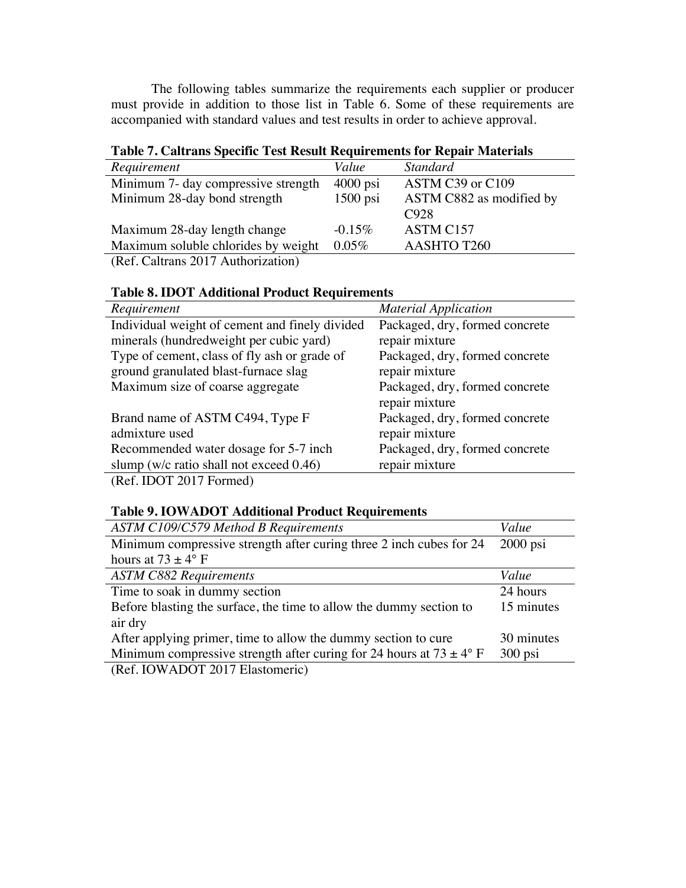The following tables summarize the requirements each supplier or producer must provide in addition to those list in Table 6. Some of these requirements are accompanied with standard values and test results in order to achieve approval.

**Table 7. Caltrans Specific Test Result Requirements for Repair Materials**

| *Requirement* | *Value* | *Standard* |
| --- | --- | --- |
| Minimum 7- day compressive strength | 4000 psi | ASTM C39 or C109 |
| Minimum 28-day bond strength | 1500 psi | ASTM C882 as modified by C928 |
| Maximum 28-day length change | -0.15% | ASTM C157 |
| Maximum soluble chlorides by weight | 0.05% | AASHTO T260 |

(Ref. Caltrans 2017 Authorization)

**Table 8. IDOT Additional Product Requirements**

| *Requirement* | *Material Application* |
| --- | --- |
| Individual weight of cement and finely divided minerals (hundredweight per cubic yard) | Packaged, dry, formed concrete repair mixture |
| Type of cement, class of fly ash or grade of ground granulated blast-furnace slag | Packaged, dry, formed concrete repair mixture |
| Maximum size of coarse aggregate | Packaged, dry, formed concrete repair mixture |
| Brand name of ASTM C494, Type F admixture used | Packaged, dry, formed concrete repair mixture |
| Recommended water dosage for 5-7 inch slump (w/c ratio shall not exceed 0.46) | Packaged, dry, formed concrete repair mixture |

(Ref. IDOT 2017 Formed)

**Table 9. IOWADOT Additional Product Requirements**

| *ASTM C109/C579 Method B Requirements* | *Value* |
| --- | --- |
| Minimum compressive strength after curing three 2 inch cubes for 24 hours at 73 ± 4° F | 2000 psi |
| *ASTM C882 Requirements* | *Value* |
| Time to soak in dummy section | 24 hours |
| Before blasting the surface, the time to allow the dummy section to air dry | 15 minutes |
| After applying primer, time to allow the dummy section to cure | 30 minutes |
| Minimum compressive strength after curing for 24 hours at 73 ± 4° F | 300 psi |

(Ref. IOWADOT 2017 Elastomeric)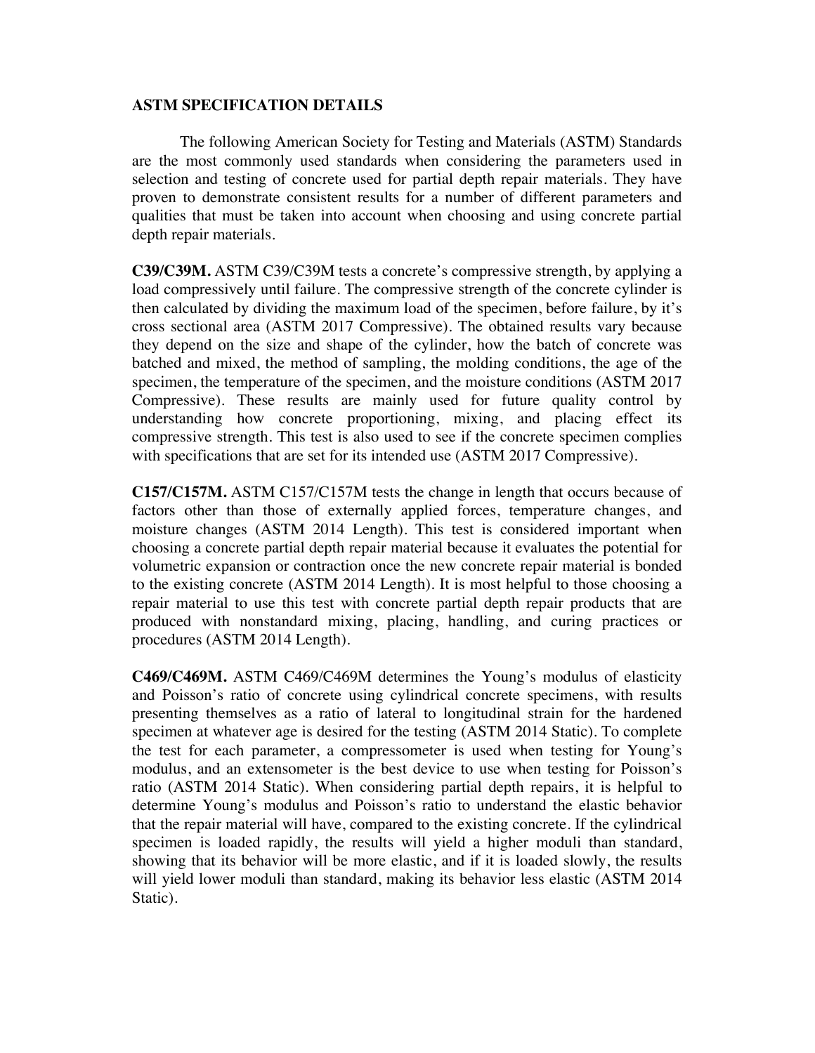**ASTM SPECIFICATION DETAILS**

The following American Society for Testing and Materials (ASTM) Standards are the most commonly used standards when considering the parameters used in selection and testing of concrete used for partial depth repair materials. They have proven to demonstrate consistent results for a number of different parameters and qualities that must be taken into account when choosing and using concrete partial depth repair materials.

**C39/C39M.** ASTM C39/C39M tests a concrete's compressive strength, by applying a load compressively until failure. The compressive strength of the concrete cylinder is then calculated by dividing the maximum load of the specimen, before failure, by it's cross sectional area (ASTM 2017 Compressive). The obtained results vary because they depend on the size and shape of the cylinder, how the batch of concrete was batched and mixed, the method of sampling, the molding conditions, the age of the specimen, the temperature of the specimen, and the moisture conditions (ASTM 2017 Compressive). These results are mainly used for future quality control by understanding how concrete proportioning, mixing, and placing effect its compressive strength. This test is also used to see if the concrete specimen complies with specifications that are set for its intended use (ASTM 2017 Compressive).

**C157/C157M.** ASTM C157/C157M tests the change in length that occurs because of factors other than those of externally applied forces, temperature changes, and moisture changes (ASTM 2014 Length). This test is considered important when choosing a concrete partial depth repair material because it evaluates the potential for volumetric expansion or contraction once the new concrete repair material is bonded to the existing concrete (ASTM 2014 Length). It is most helpful to those choosing a repair material to use this test with concrete partial depth repair products that are produced with nonstandard mixing, placing, handling, and curing practices or procedures (ASTM 2014 Length).

**C469/C469M.** ASTM C469/C469M determines the Young's modulus of elasticity and Poisson's ratio of concrete using cylindrical concrete specimens, with results presenting themselves as a ratio of lateral to longitudinal strain for the hardened specimen at whatever age is desired for the testing (ASTM 2014 Static). To complete the test for each parameter, a compressometer is used when testing for Young's modulus, and an extensometer is the best device to use when testing for Poisson's ratio (ASTM 2014 Static). When considering partial depth repairs, it is helpful to determine Young's modulus and Poisson's ratio to understand the elastic behavior that the repair material will have, compared to the existing concrete. If the cylindrical specimen is loaded rapidly, the results will yield a higher moduli than standard, showing that its behavior will be more elastic, and if it is loaded slowly, the results will yield lower moduli than standard, making its behavior less elastic (ASTM 2014 Static).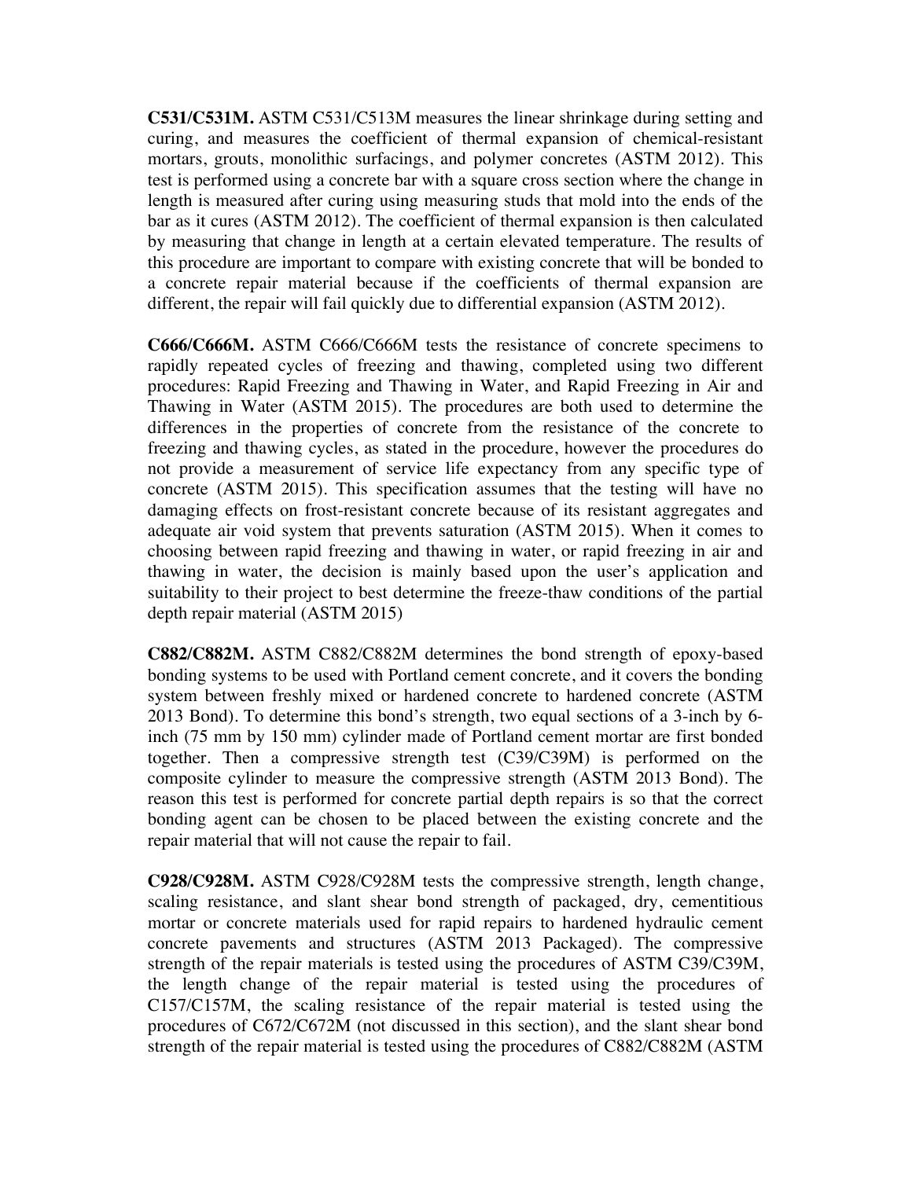**C531/C531M.** ASTM C531/C513M measures the linear shrinkage during setting and curing, and measures the coefficient of thermal expansion of chemical-resistant mortars, grouts, monolithic surfacings, and polymer concretes (ASTM 2012). This test is performed using a concrete bar with a square cross section where the change in length is measured after curing using measuring studs that mold into the ends of the bar as it cures (ASTM 2012). The coefficient of thermal expansion is then calculated by measuring that change in length at a certain elevated temperature. The results of this procedure are important to compare with existing concrete that will be bonded to a concrete repair material because if the coefficients of thermal expansion are different, the repair will fail quickly due to differential expansion (ASTM 2012).

**C666/C666M.** ASTM C666/C666M tests the resistance of concrete specimens to rapidly repeated cycles of freezing and thawing, completed using two different procedures: Rapid Freezing and Thawing in Water, and Rapid Freezing in Air and Thawing in Water (ASTM 2015). The procedures are both used to determine the differences in the properties of concrete from the resistance of the concrete to freezing and thawing cycles, as stated in the procedure, however the procedures do not provide a measurement of service life expectancy from any specific type of concrete (ASTM 2015). This specification assumes that the testing will have no damaging effects on frost-resistant concrete because of its resistant aggregates and adequate air void system that prevents saturation (ASTM 2015). When it comes to choosing between rapid freezing and thawing in water, or rapid freezing in air and thawing in water, the decision is mainly based upon the user's application and suitability to their project to best determine the freeze-thaw conditions of the partial depth repair material (ASTM 2015)

**C882/C882M.** ASTM C882/C882M determines the bond strength of epoxy-based bonding systems to be used with Portland cement concrete, and it covers the bonding system between freshly mixed or hardened concrete to hardened concrete (ASTM 2013 Bond). To determine this bond's strength, two equal sections of a 3-inch by 6-inch (75 mm by 150 mm) cylinder made of Portland cement mortar are first bonded together. Then a compressive strength test (C39/C39M) is performed on the composite cylinder to measure the compressive strength (ASTM 2013 Bond). The reason this test is performed for concrete partial depth repairs is so that the correct bonding agent can be chosen to be placed between the existing concrete and the repair material that will not cause the repair to fail.

**C928/C928M.** ASTM C928/C928M tests the compressive strength, length change, scaling resistance, and slant shear bond strength of packaged, dry, cementitious mortar or concrete materials used for rapid repairs to hardened hydraulic cement concrete pavements and structures (ASTM 2013 Packaged). The compressive strength of the repair materials is tested using the procedures of ASTM C39/C39M, the length change of the repair material is tested using the procedures of C157/C157M, the scaling resistance of the repair material is tested using the procedures of C672/C672M (not discussed in this section), and the slant shear bond strength of the repair material is tested using the procedures of C882/C882M (ASTM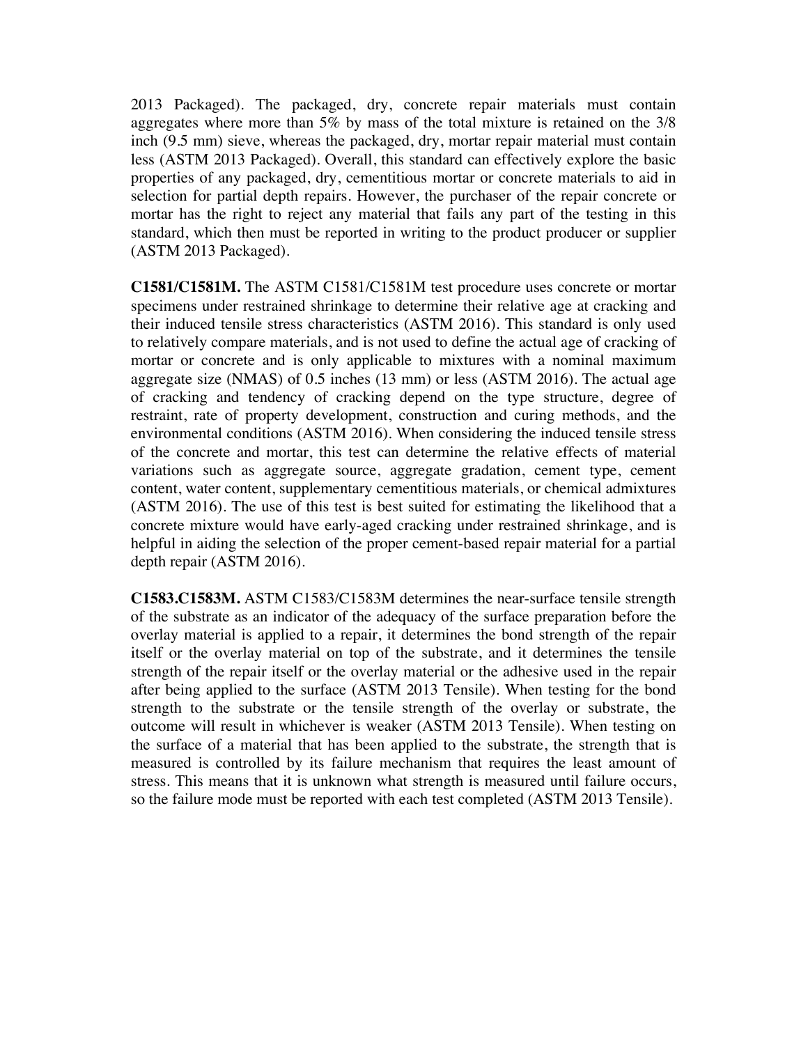2013 Packaged). The packaged, dry, concrete repair materials must contain aggregates where more than 5% by mass of the total mixture is retained on the 3/8 inch (9.5 mm) sieve, whereas the packaged, dry, mortar repair material must contain less (ASTM 2013 Packaged). Overall, this standard can effectively explore the basic properties of any packaged, dry, cementitious mortar or concrete materials to aid in selection for partial depth repairs. However, the purchaser of the repair concrete or mortar has the right to reject any material that fails any part of the testing in this standard, which then must be reported in writing to the product producer or supplier (ASTM 2013 Packaged).

**C1581/C1581M.** The ASTM C1581/C1581M test procedure uses concrete or mortar specimens under restrained shrinkage to determine their relative age at cracking and their induced tensile stress characteristics (ASTM 2016). This standard is only used to relatively compare materials, and is not used to define the actual age of cracking of mortar or concrete and is only applicable to mixtures with a nominal maximum aggregate size (NMAS) of 0.5 inches (13 mm) or less (ASTM 2016). The actual age of cracking and tendency of cracking depend on the type structure, degree of restraint, rate of property development, construction and curing methods, and the environmental conditions (ASTM 2016). When considering the induced tensile stress of the concrete and mortar, this test can determine the relative effects of material variations such as aggregate source, aggregate gradation, cement type, cement content, water content, supplementary cementitious materials, or chemical admixtures (ASTM 2016). The use of this test is best suited for estimating the likelihood that a concrete mixture would have early-aged cracking under restrained shrinkage, and is helpful in aiding the selection of the proper cement-based repair material for a partial depth repair (ASTM 2016).

**C1583.C1583M.** ASTM C1583/C1583M determines the near-surface tensile strength of the substrate as an indicator of the adequacy of the surface preparation before the overlay material is applied to a repair, it determines the bond strength of the repair itself or the overlay material on top of the substrate, and it determines the tensile strength of the repair itself or the overlay material or the adhesive used in the repair after being applied to the surface (ASTM 2013 Tensile). When testing for the bond strength to the substrate or the tensile strength of the overlay or substrate, the outcome will result in whichever is weaker (ASTM 2013 Tensile). When testing on the surface of a material that has been applied to the substrate, the strength that is measured is controlled by its failure mechanism that requires the least amount of stress. This means that it is unknown what strength is measured until failure occurs, so the failure mode must be reported with each test completed (ASTM 2013 Tensile).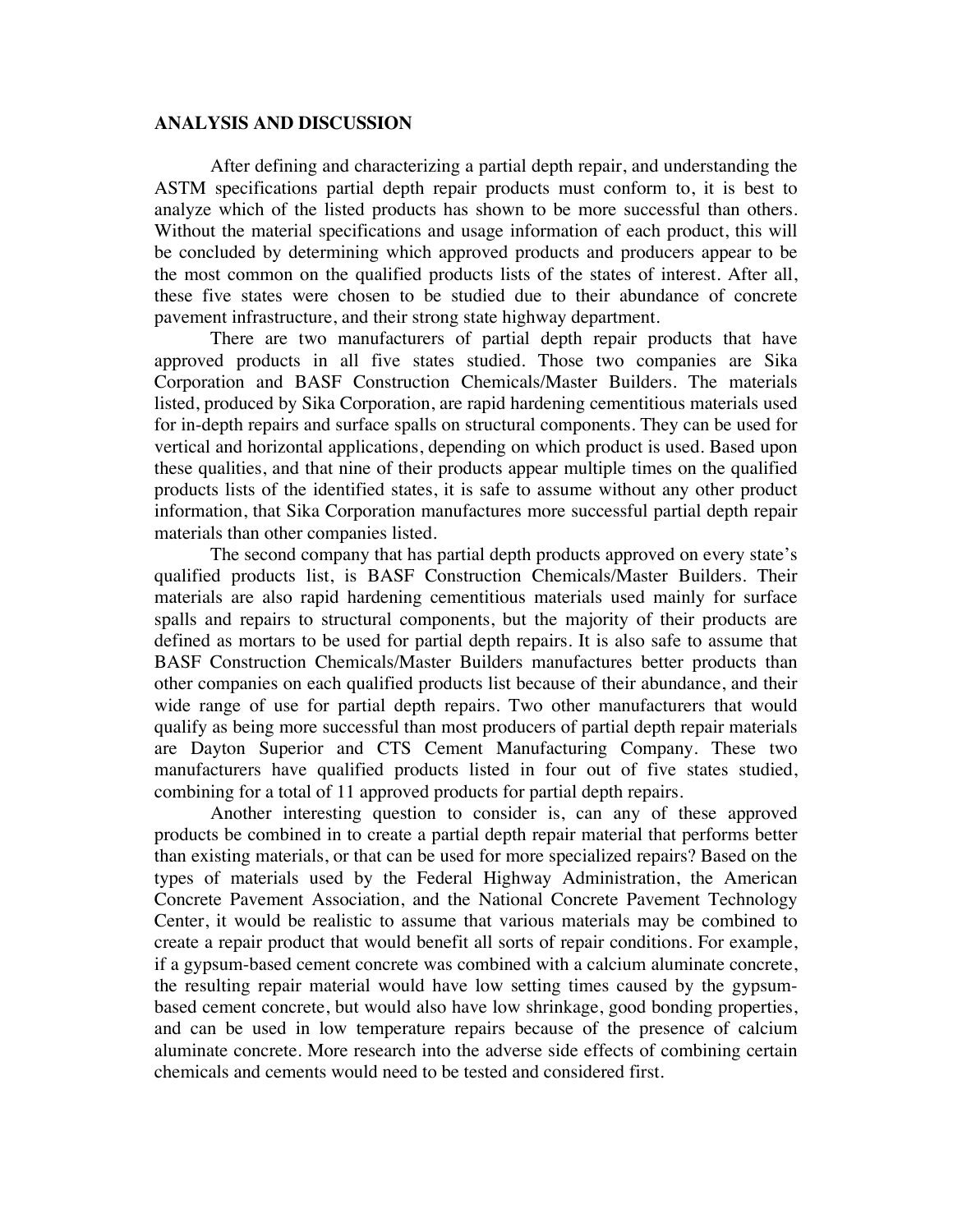## ANALYSIS AND DISCUSSION

After defining and characterizing a partial depth repair, and understanding the ASTM specifications partial depth repair products must conform to, it is best to analyze which of the listed products has shown to be more successful than others. Without the material specifications and usage information of each product, this will be concluded by determining which approved products and producers appear to be the most common on the qualified products lists of the states of interest. After all, these five states were chosen to be studied due to their abundance of concrete pavement infrastructure, and their strong state highway department.

There are two manufacturers of partial depth repair products that have approved products in all five states studied. Those two companies are Sika Corporation and BASF Construction Chemicals/Master Builders. The materials listed, produced by Sika Corporation, are rapid hardening cementitious materials used for in-depth repairs and surface spalls on structural components. They can be used for vertical and horizontal applications, depending on which product is used. Based upon these qualities, and that nine of their products appear multiple times on the qualified products lists of the identified states, it is safe to assume without any other product information, that Sika Corporation manufactures more successful partial depth repair materials than other companies listed.

The second company that has partial depth products approved on every state's qualified products list, is BASF Construction Chemicals/Master Builders. Their materials are also rapid hardening cementitious materials used mainly for surface spalls and repairs to structural components, but the majority of their products are defined as mortars to be used for partial depth repairs. It is also safe to assume that BASF Construction Chemicals/Master Builders manufactures better products than other companies on each qualified products list because of their abundance, and their wide range of use for partial depth repairs. Two other manufacturers that would qualify as being more successful than most producers of partial depth repair materials are Dayton Superior and CTS Cement Manufacturing Company. These two manufacturers have qualified products listed in four out of five states studied, combining for a total of 11 approved products for partial depth repairs.

Another interesting question to consider is, can any of these approved products be combined in to create a partial depth repair material that performs better than existing materials, or that can be used for more specialized repairs? Based on the types of materials used by the Federal Highway Administration, the American Concrete Pavement Association, and the National Concrete Pavement Technology Center, it would be realistic to assume that various materials may be combined to create a repair product that would benefit all sorts of repair conditions. For example, if a gypsum-based cement concrete was combined with a calcium aluminate concrete, the resulting repair material would have low setting times caused by the gypsum-based cement concrete, but would also have low shrinkage, good bonding properties, and can be used in low temperature repairs because of the presence of calcium aluminate concrete. More research into the adverse side effects of combining certain chemicals and cements would need to be tested and considered first.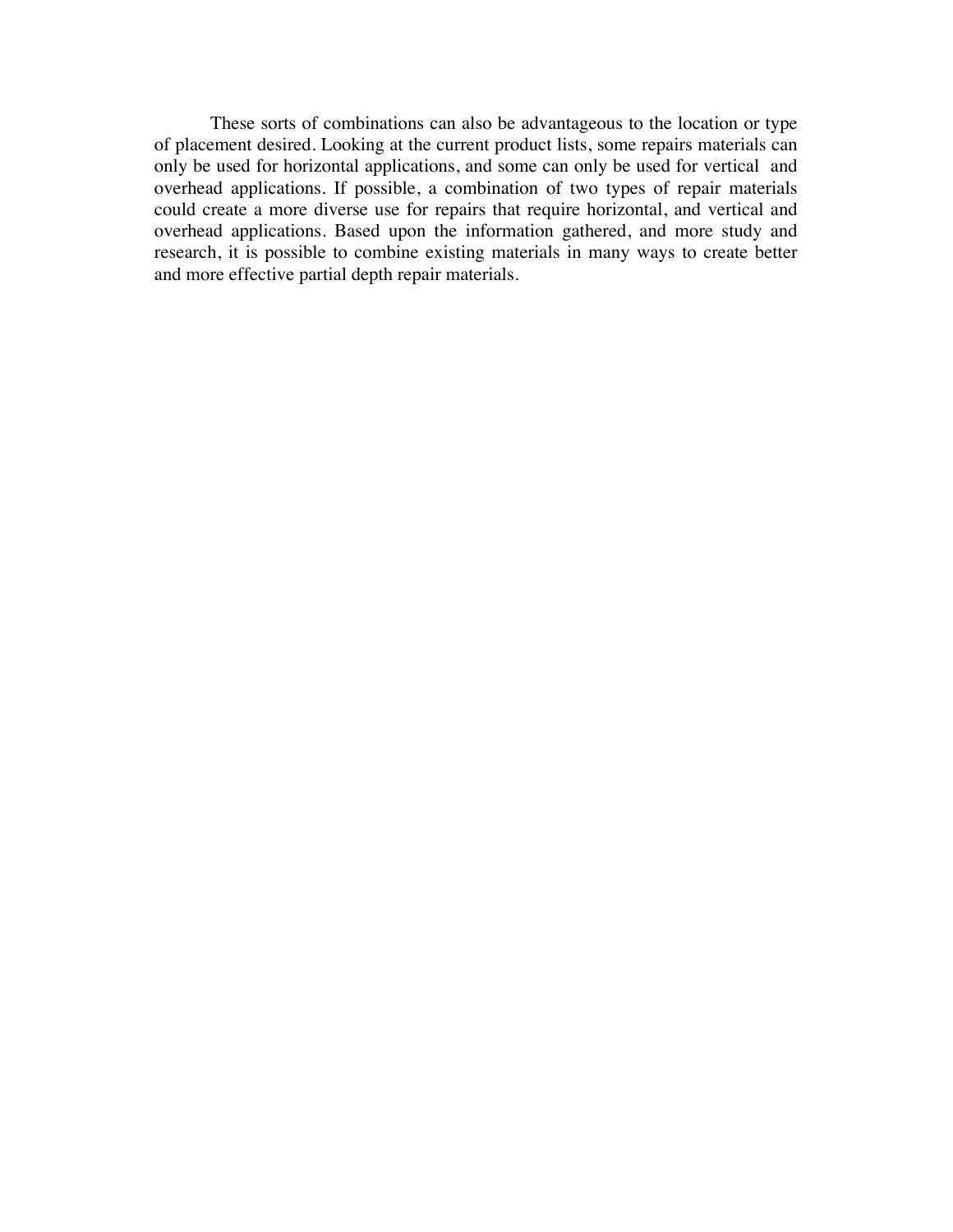These sorts of combinations can also be advantageous to the location or type of placement desired. Looking at the current product lists, some repairs materials can only be used for horizontal applications, and some can only be used for vertical and overhead applications. If possible, a combination of two types of repair materials could create a more diverse use for repairs that require horizontal, and vertical and overhead applications. Based upon the information gathered, and more study and research, it is possible to combine existing materials in many ways to create better and more effective partial depth repair materials.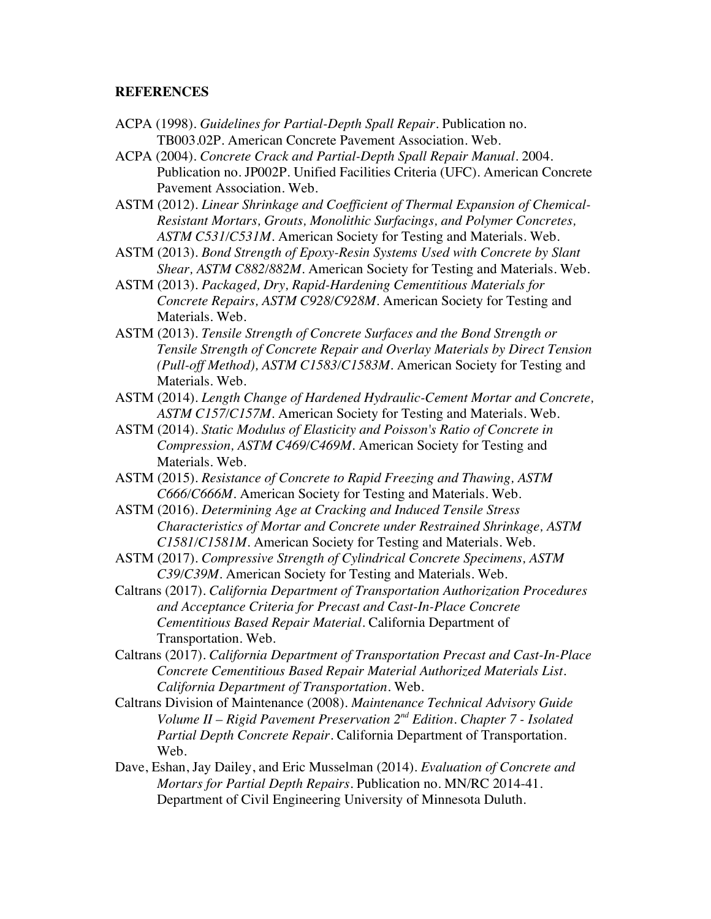## REFERENCES

ACPA (1998). *Guidelines for Partial-Depth Spall Repair*. Publication no. TB003.02P. American Concrete Pavement Association. Web.

ACPA (2004). *Concrete Crack and Partial-Depth Spall Repair Manual*. 2004. Publication no. JP002P. Unified Facilities Criteria (UFC). American Concrete Pavement Association. Web.

ASTM (2012). *Linear Shrinkage and Coefficient of Thermal Expansion of Chemical-Resistant Mortars, Grouts, Monolithic Surfacings, and Polymer Concretes, ASTM C531/C531M*. American Society for Testing and Materials. Web.

ASTM (2013). *Bond Strength of Epoxy-Resin Systems Used with Concrete by Slant Shear, ASTM C882/882M*. American Society for Testing and Materials. Web.

ASTM (2013). *Packaged, Dry, Rapid-Hardening Cementitious Materials for Concrete Repairs, ASTM C928/C928M*. American Society for Testing and Materials. Web.

ASTM (2013). *Tensile Strength of Concrete Surfaces and the Bond Strength or Tensile Strength of Concrete Repair and Overlay Materials by Direct Tension (Pull-off Method), ASTM C1583/C1583M*. American Society for Testing and Materials. Web.

ASTM (2014). *Length Change of Hardened Hydraulic-Cement Mortar and Concrete, ASTM C157/C157M*. American Society for Testing and Materials. Web.

ASTM (2014). *Static Modulus of Elasticity and Poisson's Ratio of Concrete in Compression, ASTM C469/C469M*. American Society for Testing and Materials. Web.

ASTM (2015). *Resistance of Concrete to Rapid Freezing and Thawing, ASTM C666/C666M*. American Society for Testing and Materials. Web.

ASTM (2016). *Determining Age at Cracking and Induced Tensile Stress Characteristics of Mortar and Concrete under Restrained Shrinkage, ASTM C1581/C1581M*. American Society for Testing and Materials. Web.

ASTM (2017). *Compressive Strength of Cylindrical Concrete Specimens, ASTM C39/C39M*. American Society for Testing and Materials. Web.

Caltrans (2017). *California Department of Transportation Authorization Procedures and Acceptance Criteria for Precast and Cast-In-Place Concrete Cementitious Based Repair Material*. California Department of Transportation. Web.

Caltrans (2017). *California Department of Transportation Precast and Cast-In-Place Concrete Cementitious Based Repair Material Authorized Materials List. California Department of Transportation*. Web.

Caltrans Division of Maintenance (2008). *Maintenance Technical Advisory Guide Volume II – Rigid Pavement Preservation 2nd Edition. Chapter 7 - Isolated Partial Depth Concrete Repair*. California Department of Transportation. Web.

Dave, Eshan, Jay Dailey, and Eric Musselman (2014). *Evaluation of Concrete and Mortars for Partial Depth Repairs*. Publication no. MN/RC 2014-41. Department of Civil Engineering University of Minnesota Duluth.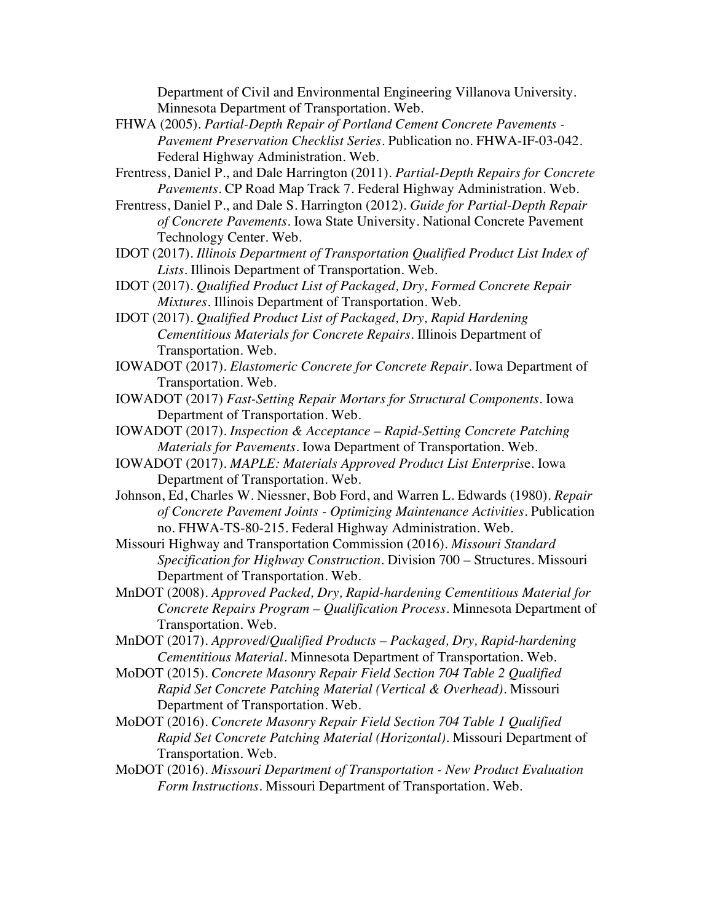Department of Civil and Environmental Engineering Villanova University. Minnesota Department of Transportation. Web.

FHWA (2005). *Partial-Depth Repair of Portland Cement Concrete Pavements - Pavement Preservation Checklist Series*. Publication no. FHWA-IF-03-042. Federal Highway Administration. Web.

Frentress, Daniel P., and Dale Harrington (2011). *Partial-Depth Repairs for Concrete Pavements*. CP Road Map Track 7. Federal Highway Administration. Web.

Frentress, Daniel P., and Dale S. Harrington (2012). *Guide for Partial-Depth Repair of Concrete Pavements*. Iowa State University. National Concrete Pavement Technology Center. Web.

IDOT (2017). *Illinois Department of Transportation Qualified Product List Index of Lists*. Illinois Department of Transportation. Web.

IDOT (2017). *Qualified Product List of Packaged, Dry, Formed Concrete Repair Mixtures*. Illinois Department of Transportation. Web.

IDOT (2017). *Qualified Product List of Packaged, Dry, Rapid Hardening Cementitious Materials for Concrete Repairs*. Illinois Department of Transportation. Web.

IOWADOT (2017). *Elastomeric Concrete for Concrete Repair*. Iowa Department of Transportation. Web.

IOWADOT (2017) *Fast-Setting Repair Mortars for Structural Components*. Iowa Department of Transportation. Web.

IOWADOT (2017). *Inspection & Acceptance – Rapid-Setting Concrete Patching Materials for Pavements*. Iowa Department of Transportation. Web.

IOWADOT (2017). *MAPLE: Materials Approved Product List Enterprise*. Iowa Department of Transportation. Web.

Johnson, Ed, Charles W. Niessner, Bob Ford, and Warren L. Edwards (1980). *Repair of Concrete Pavement Joints - Optimizing Maintenance Activities*. Publication no. FHWA-TS-80-215. Federal Highway Administration. Web.

Missouri Highway and Transportation Commission (2016). *Missouri Standard Specification for Highway Construction*. Division 700 – Structures. Missouri Department of Transportation. Web.

MnDOT (2008). *Approved Packed, Dry, Rapid-hardening Cementitious Material for Concrete Repairs Program – Qualification Process*. Minnesota Department of Transportation. Web.

MnDOT (2017). *Approved/Qualified Products – Packaged, Dry, Rapid-hardening Cementitious Material*. Minnesota Department of Transportation. Web.

MoDOT (2015). *Concrete Masonry Repair Field Section 704 Table 2 Qualified Rapid Set Concrete Patching Material (Vertical & Overhead)*. Missouri Department of Transportation. Web.

MoDOT (2016). *Concrete Masonry Repair Field Section 704 Table 1 Qualified Rapid Set Concrete Patching Material (Horizontal)*. Missouri Department of Transportation. Web.

MoDOT (2016). *Missouri Department of Transportation - New Product Evaluation Form Instructions*. Missouri Department of Transportation. Web.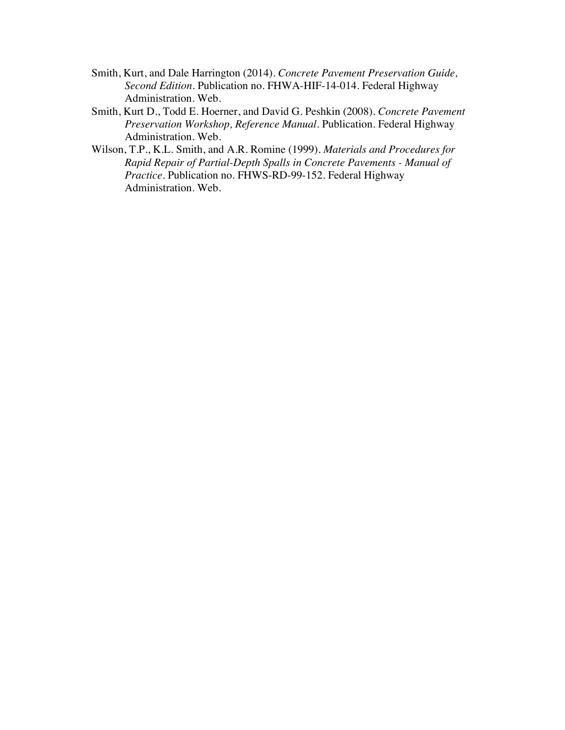Smith, Kurt, and Dale Harrington (2014). *Concrete Pavement Preservation Guide, Second Edition*. Publication no. FHWA-HIF-14-014. Federal Highway Administration. Web.

Smith, Kurt D., Todd E. Hoerner, and David G. Peshkin (2008). *Concrete Pavement Preservation Workshop, Reference Manual*. Publication. Federal Highway Administration. Web.

Wilson, T.P., K.L. Smith, and A.R. Romine (1999). *Materials and Procedures for Rapid Repair of Partial-Depth Spalls in Concrete Pavements - Manual of Practice*. Publication no. FHWS-RD-99-152. Federal Highway Administration. Web.